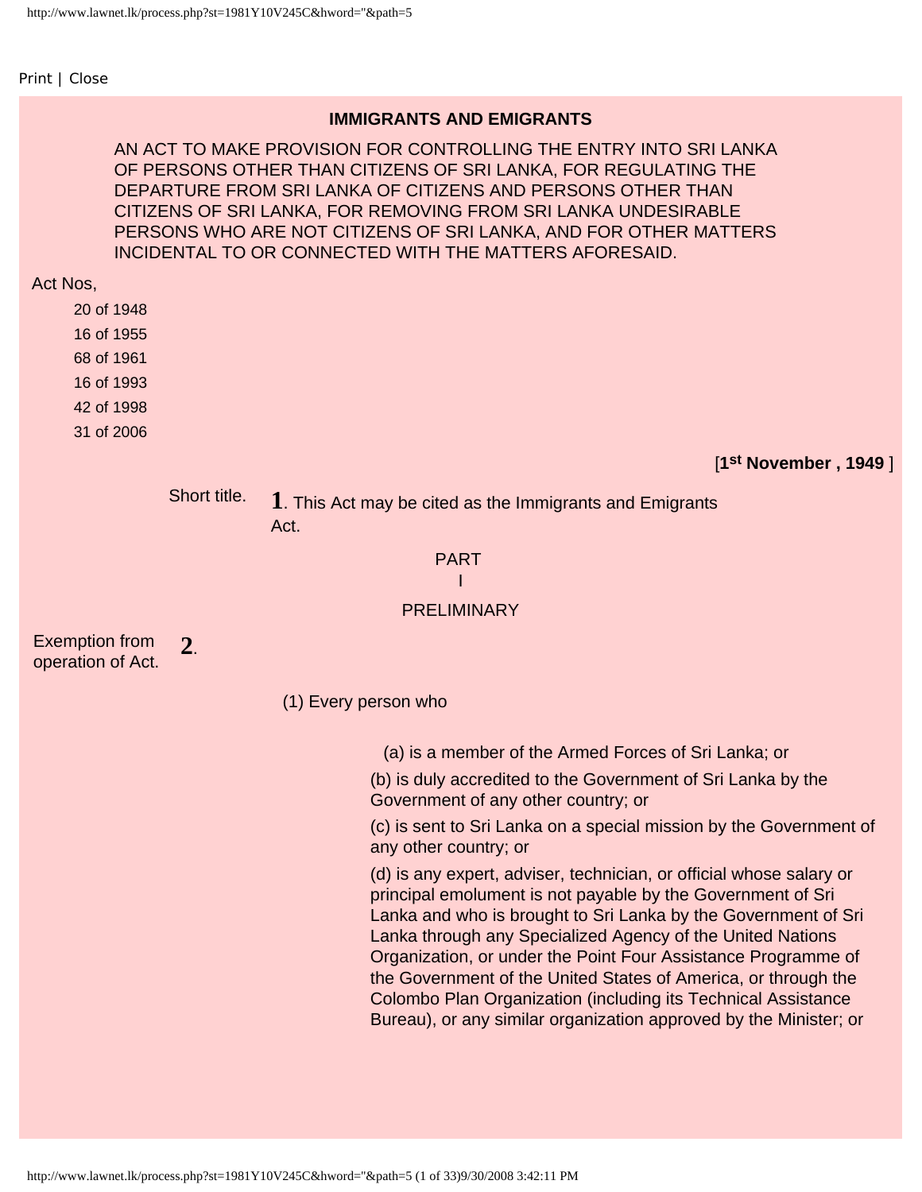# IMMIGRANTS AND EMIGRANTS

AN ACT TO MAKE PROVISION FOR CONTROLLING THE ENTRY INTO SRI LANKA OF PERSONS OTHER THAN CITIZENS OF SRI LANKA, FOR REGULATING THE DEPARTURE FROM SRI LANKA OF CITIZENS AND PERSONS OTHER THAN CITIZENS OF SRI LANKA, FOR REMOVING FROM SRI LANKA UNDESIRABLE PERSONS WHO ARE NOT CITIZENS OF SRI LANKA, AND FOR OTHER MATTERS INCIDENTAL TO OR CONNECTED WITH THE MATTERS AFORESAID.

Act Nos,

20 of 1948
16 of 1955
68 of 1961
16 of 1993
42 of 1998
31 of 2006

[**1st November , 1949** ]

Short title.

**1**. This Act may be cited as the Immigrants and Emigrants Act.

## PART I

## PRELIMINARY

Exemption from operation of Act.

**2**.

(1) Every person who

(a) is a member of the Armed Forces of Sri Lanka; or

(b) is duly accredited to the Government of Sri Lanka by the Government of any other country; or

(c) is sent to Sri Lanka on a special mission by the Government of any other country; or

(d) is any expert, adviser, technician, or official whose salary or principal emolument is not payable by the Government of Sri Lanka and who is brought to Sri Lanka by the Government of Sri Lanka through any Specialized Agency of the United Nations Organization, or under the Point Four Assistance Programme of the Government of the United States of America, or through the Colombo Plan Organization (including its Technical Assistance Bureau), or any similar organization approved by the Minister; or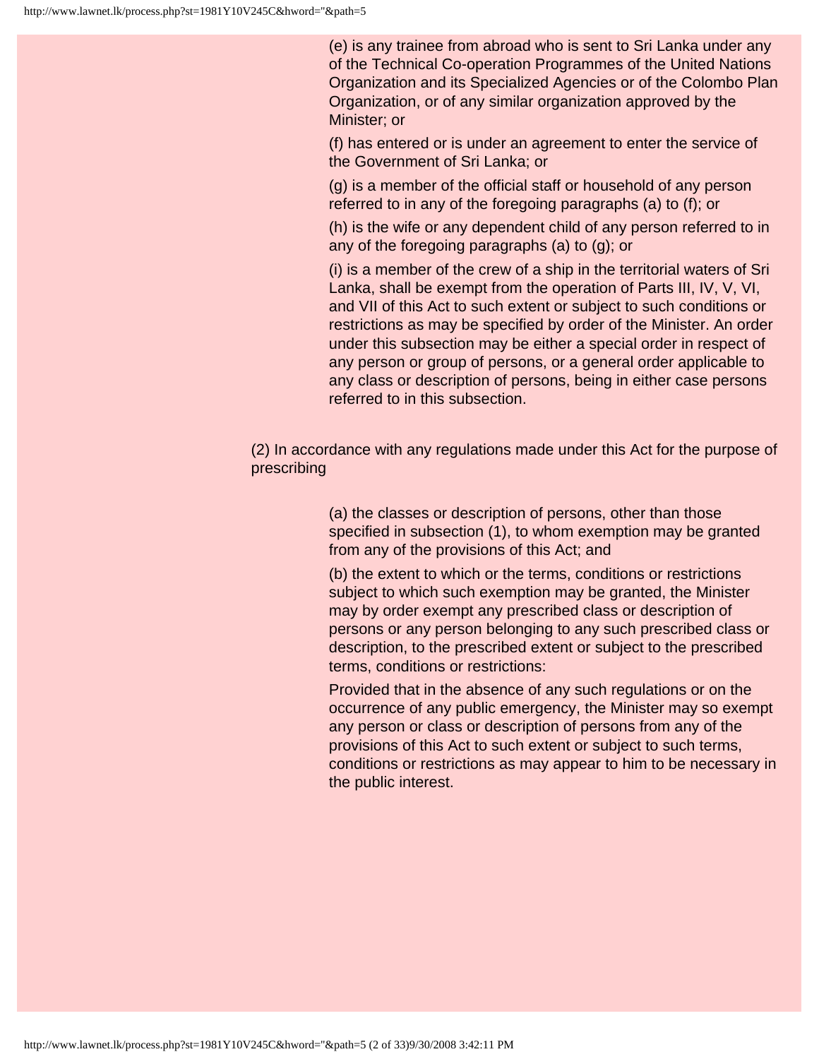(e) is any trainee from abroad who is sent to Sri Lanka under any of the Technical Co-operation Programmes of the United Nations Organization and its Specialized Agencies or of the Colombo Plan Organization, or of any similar organization approved by the Minister; or

(f) has entered or is under an agreement to enter the service of the Government of Sri Lanka; or

(g) is a member of the official staff or household of any person referred to in any of the foregoing paragraphs (a) to (f); or

(h) is the wife or any dependent child of any person referred to in any of the foregoing paragraphs (a) to (g); or

(i) is a member of the crew of a ship in the territorial waters of Sri Lanka, shall be exempt from the operation of Parts III, IV, V, VI, and VII of this Act to such extent or subject to such conditions or restrictions as may be specified by order of the Minister. An order under this subsection may be either a special order in respect of any person or group of persons, or a general order applicable to any class or description of persons, being in either case persons referred to in this subsection.

(2) In accordance with any regulations made under this Act for the purpose of prescribing

(a) the classes or description of persons, other than those specified in subsection (1), to whom exemption may be granted from any of the provisions of this Act; and

(b) the extent to which or the terms, conditions or restrictions subject to which such exemption may be granted, the Minister may by order exempt any prescribed class or description of persons or any person belonging to any such prescribed class or description, to the prescribed extent or subject to the prescribed terms, conditions or restrictions:

Provided that in the absence of any such regulations or on the occurrence of any public emergency, the Minister may so exempt any person or class or description of persons from any of the provisions of this Act to such extent or subject to such terms, conditions or restrictions as may appear to him to be necessary in the public interest.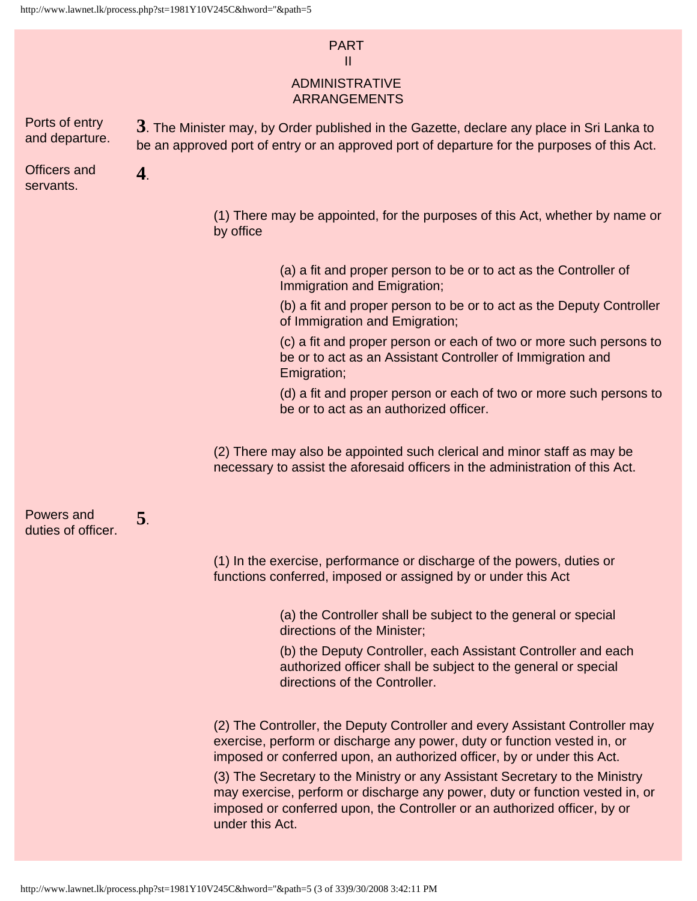## PART II

## ADMINISTRATIVE ARRANGEMENTS

*Ports of entry and departure.*

**3**. The Minister may, by Order published in the Gazette, declare any place in Sri Lanka to be an approved port of entry or an approved port of departure for the purposes of this Act.

*Officers and servants.*

**4**.

(1) There may be appointed, for the purposes of this Act, whether by name or by office

(a) a fit and proper person to be or to act as the Controller of Immigration and Emigration;

(b) a fit and proper person to be or to act as the Deputy Controller of Immigration and Emigration;

(c) a fit and proper person or each of two or more such persons to be or to act as an Assistant Controller of Immigration and Emigration;

(d) a fit and proper person or each of two or more such persons to be or to act as an authorized officer.

(2) There may also be appointed such clerical and minor staff as may be necessary to assist the aforesaid officers in the administration of this Act.

*Powers and duties of officer.*

**5**.

(1) In the exercise, performance or discharge of the powers, duties or functions conferred, imposed or assigned by or under this Act

(a) the Controller shall be subject to the general or special directions of the Minister;

(b) the Deputy Controller, each Assistant Controller and each authorized officer shall be subject to the general or special directions of the Controller.

(2) The Controller, the Deputy Controller and every Assistant Controller may exercise, perform or discharge any power, duty or function vested in, or imposed or conferred upon, an authorized officer, by or under this Act.

(3) The Secretary to the Ministry or any Assistant Secretary to the Ministry may exercise, perform or discharge any power, duty or function vested in, or imposed or conferred upon, the Controller or an authorized officer, by or under this Act.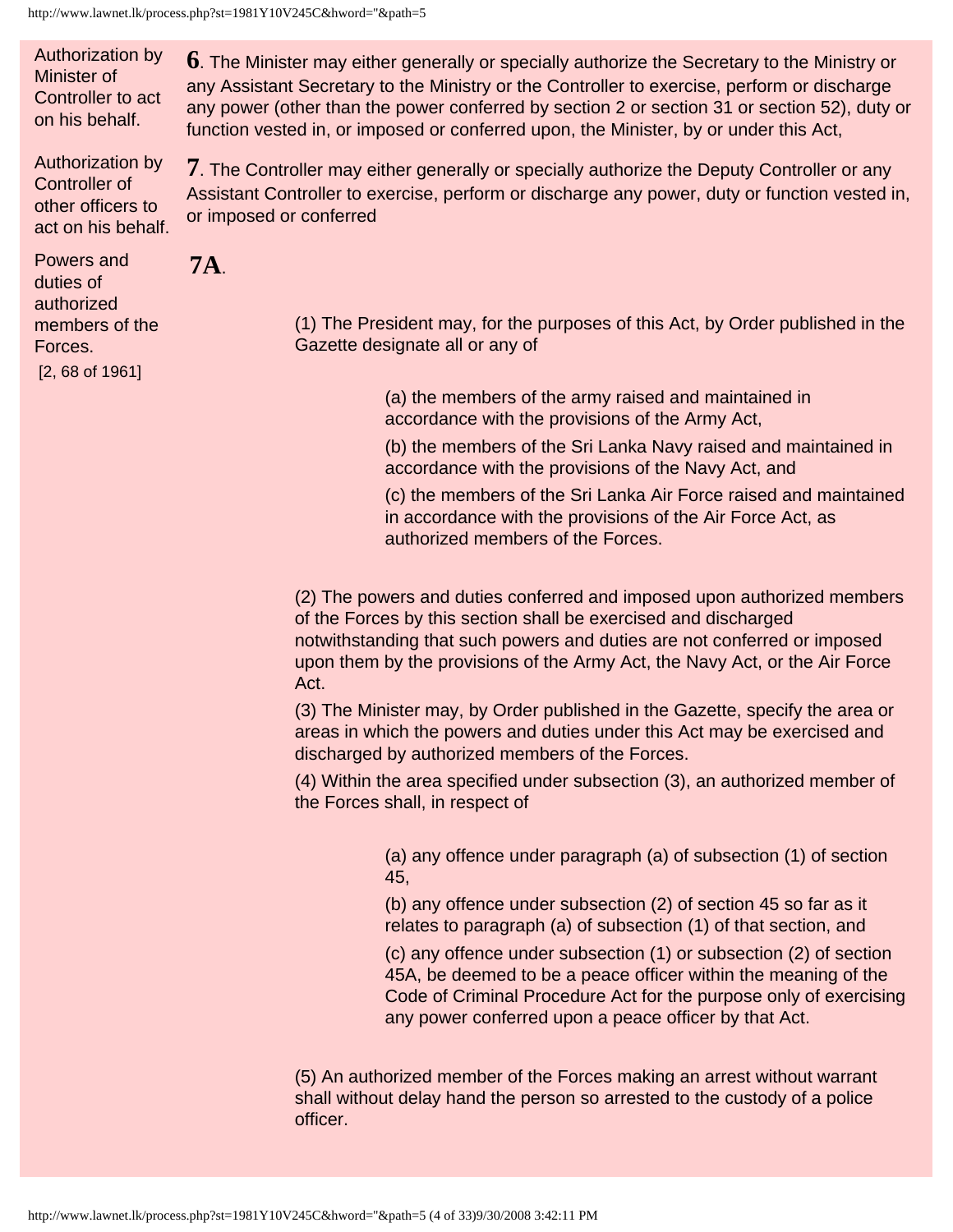Authorization by Minister of Controller to act on his behalf.

**6**. The Minister may either generally or specially authorize the Secretary to the Ministry or any Assistant Secretary to the Ministry or the Controller to exercise, perform or discharge any power (other than the power conferred by section 2 or section 31 or section 52), duty or function vested in, or imposed or conferred upon, the Minister, by or under this Act,

Authorization by Controller of other officers to act on his behalf.

**7**. The Controller may either generally or specially authorize the Deputy Controller or any Assistant Controller to exercise, perform or discharge any power, duty or function vested in, or imposed or conferred

Powers and duties of authorized members of the Forces.

[2, 68 of 1961]

**7A**.

(1) The President may, for the purposes of this Act, by Order published in the Gazette designate all or any of

(a) the members of the army raised and maintained in accordance with the provisions of the Army Act,

(b) the members of the Sri Lanka Navy raised and maintained in accordance with the provisions of the Navy Act, and

(c) the members of the Sri Lanka Air Force raised and maintained in accordance with the provisions of the Air Force Act, as authorized members of the Forces.

(2) The powers and duties conferred and imposed upon authorized members of the Forces by this section shall be exercised and discharged notwithstanding that such powers and duties are not conferred or imposed upon them by the provisions of the Army Act, the Navy Act, or the Air Force Act.

(3) The Minister may, by Order published in the Gazette, specify the area or areas in which the powers and duties under this Act may be exercised and discharged by authorized members of the Forces.

(4) Within the area specified under subsection (3), an authorized member of the Forces shall, in respect of

(a) any offence under paragraph (a) of subsection (1) of section 45,

(b) any offence under subsection (2) of section 45 so far as it relates to paragraph (a) of subsection (1) of that section, and

(c) any offence under subsection (1) or subsection (2) of section 45A, be deemed to be a peace officer within the meaning of the Code of Criminal Procedure Act for the purpose only of exercising any power conferred upon a peace officer by that Act.

(5) An authorized member of the Forces making an arrest without warrant shall without delay hand the person so arrested to the custody of a police officer.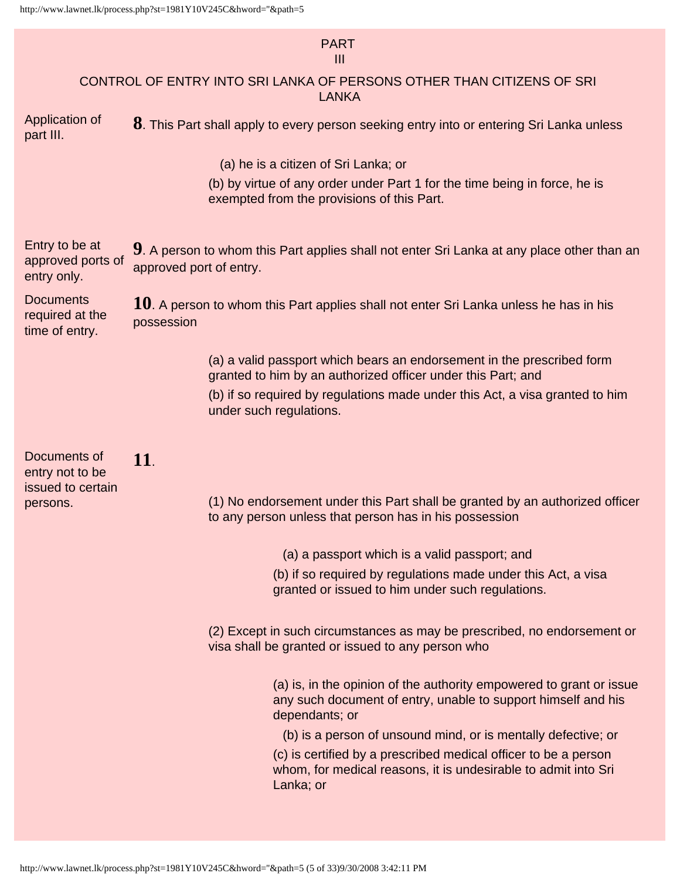## PART III

## CONTROL OF ENTRY INTO SRI LANKA OF PERSONS OTHER THAN CITIZENS OF SRI LANKA

**Application of part III.**

**8**. This Part shall apply to every person seeking entry into or entering Sri Lanka unless

(a) he is a citizen of Sri Lanka; or

(b) by virtue of any order under Part 1 for the time being in force, he is exempted from the provisions of this Part.

**Entry to be at approved ports of entry only.**

**9**. A person to whom this Part applies shall not enter Sri Lanka at any place other than an approved port of entry.

**Documents required at the time of entry.**

**10**. A person to whom this Part applies shall not enter Sri Lanka unless he has in his possession

(a) a valid passport which bears an endorsement in the prescribed form granted to him by an authorized officer under this Part; and

(b) if so required by regulations made under this Act, a visa granted to him under such regulations.

**Documents of entry not to be issued to certain persons.**

**11**.

(1) No endorsement under this Part shall be granted by an authorized officer to any person unless that person has in his possession

(a) a passport which is a valid passport; and

(b) if so required by regulations made under this Act, a visa granted or issued to him under such regulations.

(2) Except in such circumstances as may be prescribed, no endorsement or visa shall be granted or issued to any person who

(a) is, in the opinion of the authority empowered to grant or issue any such document of entry, unable to support himself and his dependants; or

(b) is a person of unsound mind, or is mentally defective; or

(c) is certified by a prescribed medical officer to be a person whom, for medical reasons, it is undesirable to admit into Sri Lanka; or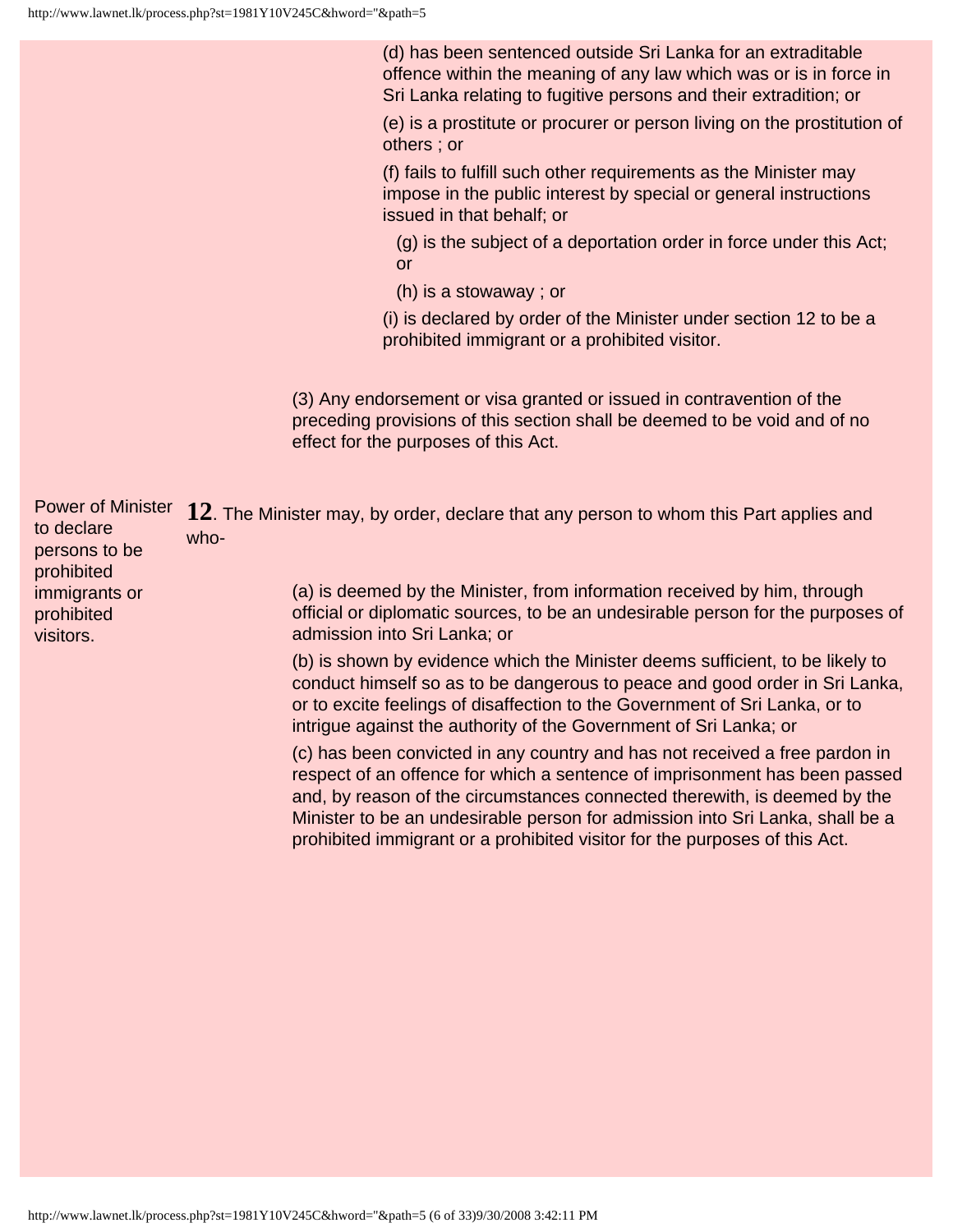(d) has been sentenced outside Sri Lanka for an extraditable offence within the meaning of any law which was or is in force in Sri Lanka relating to fugitive persons and their extradition; or

(e) is a prostitute or procurer or person living on the prostitution of others ; or

(f) fails to fulfill such other requirements as the Minister may impose in the public interest by special or general instructions issued in that behalf; or

(g) is the subject of a deportation order in force under this Act; or

(h) is a stowaway ; or

(i) is declared by order of the Minister under section 12 to be a prohibited immigrant or a prohibited visitor.

(3) Any endorsement or visa granted or issued in contravention of the preceding provisions of this section shall be deemed to be void and of no effect for the purposes of this Act.

*Power of Minister to declare persons to be prohibited immigrants or prohibited visitors.*

**12**. The Minister may, by order, declare that any person to whom this Part applies and who-

(a) is deemed by the Minister, from information received by him, through official or diplomatic sources, to be an undesirable person for the purposes of admission into Sri Lanka; or

(b) is shown by evidence which the Minister deems sufficient, to be likely to conduct himself so as to be dangerous to peace and good order in Sri Lanka, or to excite feelings of disaffection to the Government of Sri Lanka, or to intrigue against the authority of the Government of Sri Lanka; or

(c) has been convicted in any country and has not received a free pardon in respect of an offence for which a sentence of imprisonment has been passed and, by reason of the circumstances connected therewith, is deemed by the Minister to be an undesirable person for admission into Sri Lanka, shall be a prohibited immigrant or a prohibited visitor for the purposes of this Act.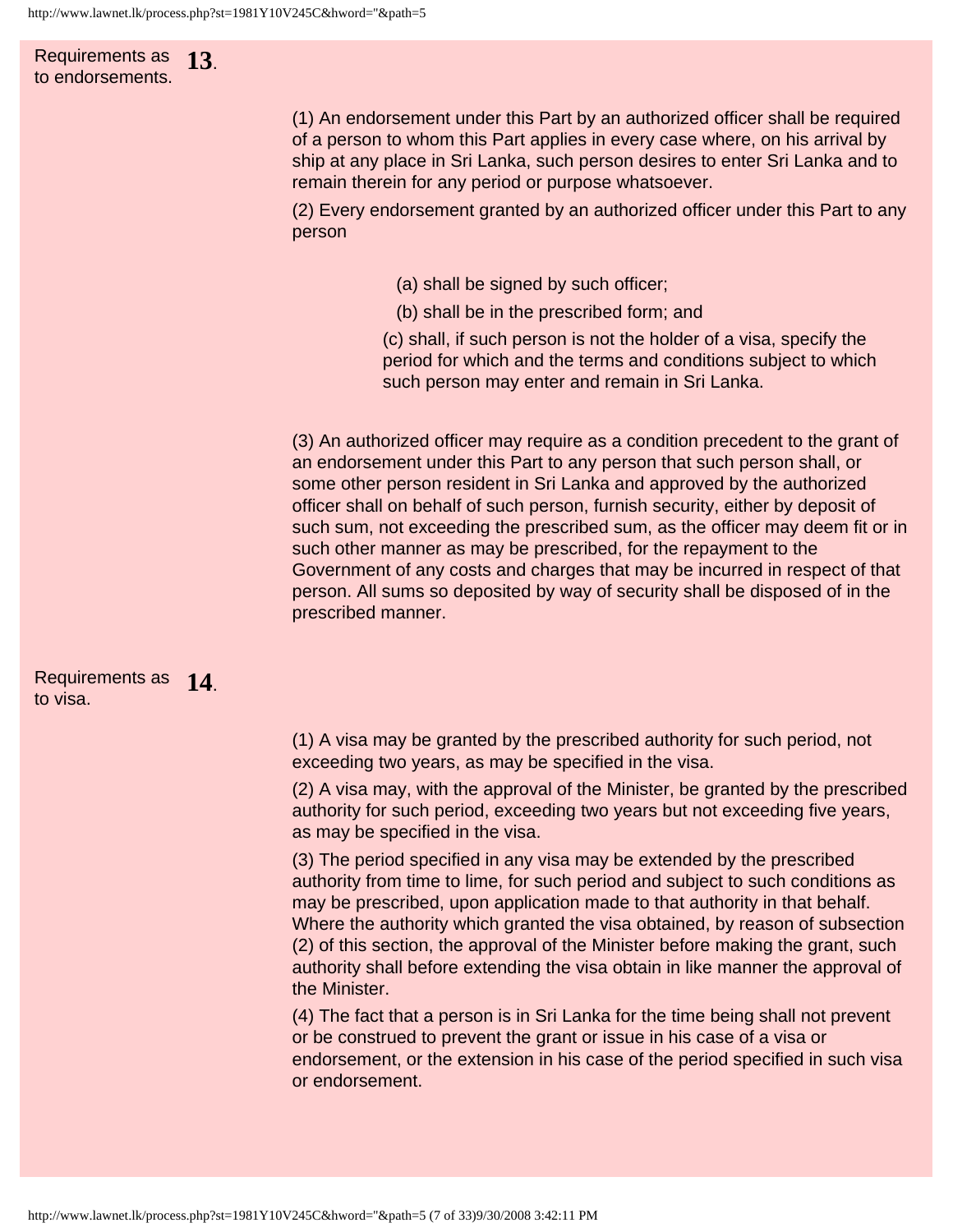**Requirements as to endorsements.** **13**.

(1) An endorsement under this Part by an authorized officer shall be required of a person to whom this Part applies in every case where, on his arrival by ship at any place in Sri Lanka, such person desires to enter Sri Lanka and to remain therein for any period or purpose whatsoever.

(2) Every endorsement granted by an authorized officer under this Part to any person

(a) shall be signed by such officer;

(b) shall be in the prescribed form; and

(c) shall, if such person is not the holder of a visa, specify the period for which and the terms and conditions subject to which such person may enter and remain in Sri Lanka.

(3) An authorized officer may require as a condition precedent to the grant of an endorsement under this Part to any person that such person shall, or some other person resident in Sri Lanka and approved by the authorized officer shall on behalf of such person, furnish security, either by deposit of such sum, not exceeding the prescribed sum, as the officer may deem fit or in such other manner as may be prescribed, for the repayment to the Government of any costs and charges that may be incurred in respect of that person. All sums so deposited by way of security shall be disposed of in the prescribed manner.

**Requirements as to visa.** **14**.

(1) A visa may be granted by the prescribed authority for such period, not exceeding two years, as may be specified in the visa.

(2) A visa may, with the approval of the Minister, be granted by the prescribed authority for such period, exceeding two years but not exceeding five years, as may be specified in the visa.

(3) The period specified in any visa may be extended by the prescribed authority from time to lime, for such period and subject to such conditions as may be prescribed, upon application made to that authority in that behalf. Where the authority which granted the visa obtained, by reason of subsection (2) of this section, the approval of the Minister before making the grant, such authority shall before extending the visa obtain in like manner the approval of the Minister.

(4) The fact that a person is in Sri Lanka for the time being shall not prevent or be construed to prevent the grant or issue in his case of a visa or endorsement, or the extension in his case of the period specified in such visa or endorsement.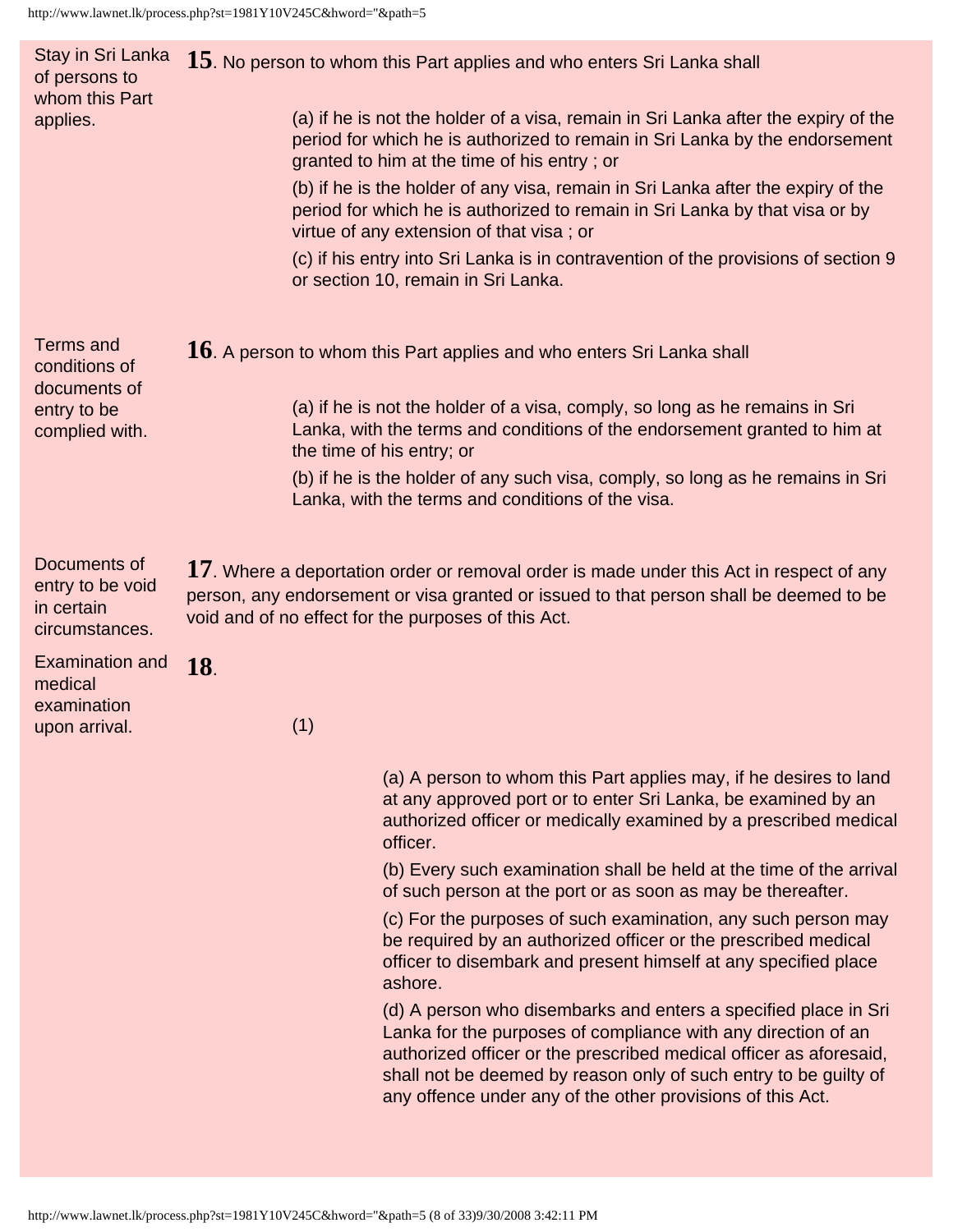**Stay in Sri Lanka of persons to whom this Part applies.**

**15**. No person to whom this Part applies and who enters Sri Lanka shall

(a) if he is not the holder of a visa, remain in Sri Lanka after the expiry of the period for which he is authorized to remain in Sri Lanka by the endorsement granted to him at the time of his entry ; or

(b) if he is the holder of any visa, remain in Sri Lanka after the expiry of the period for which he is authorized to remain in Sri Lanka by that visa or by virtue of any extension of that visa ; or

(c) if his entry into Sri Lanka is in contravention of the provisions of section 9 or section 10, remain in Sri Lanka.

**Terms and conditions of documents of entry to be complied with.**

**16**. A person to whom this Part applies and who enters Sri Lanka shall

(a) if he is not the holder of a visa, comply, so long as he remains in Sri Lanka, with the terms and conditions of the endorsement granted to him at the time of his entry; or

(b) if he is the holder of any such visa, comply, so long as he remains in Sri Lanka, with the terms and conditions of the visa.

**Documents of entry to be void in certain circumstances.**

**17**. Where a deportation order or removal order is made under this Act in respect of any person, any endorsement or visa granted or issued to that person shall be deemed to be void and of no effect for the purposes of this Act.

**Examination and medical examination upon arrival.**

**18**.

(1)

(a) A person to whom this Part applies may, if he desires to land at any approved port or to enter Sri Lanka, be examined by an authorized officer or medically examined by a prescribed medical officer.

(b) Every such examination shall be held at the time of the arrival of such person at the port or as soon as may be thereafter.

(c) For the purposes of such examination, any such person may be required by an authorized officer or the prescribed medical officer to disembark and present himself at any specified place ashore.

(d) A person who disembarks and enters a specified place in Sri Lanka for the purposes of compliance with any direction of an authorized officer or the prescribed medical officer as aforesaid, shall not be deemed by reason only of such entry to be guilty of any offence under any of the other provisions of this Act.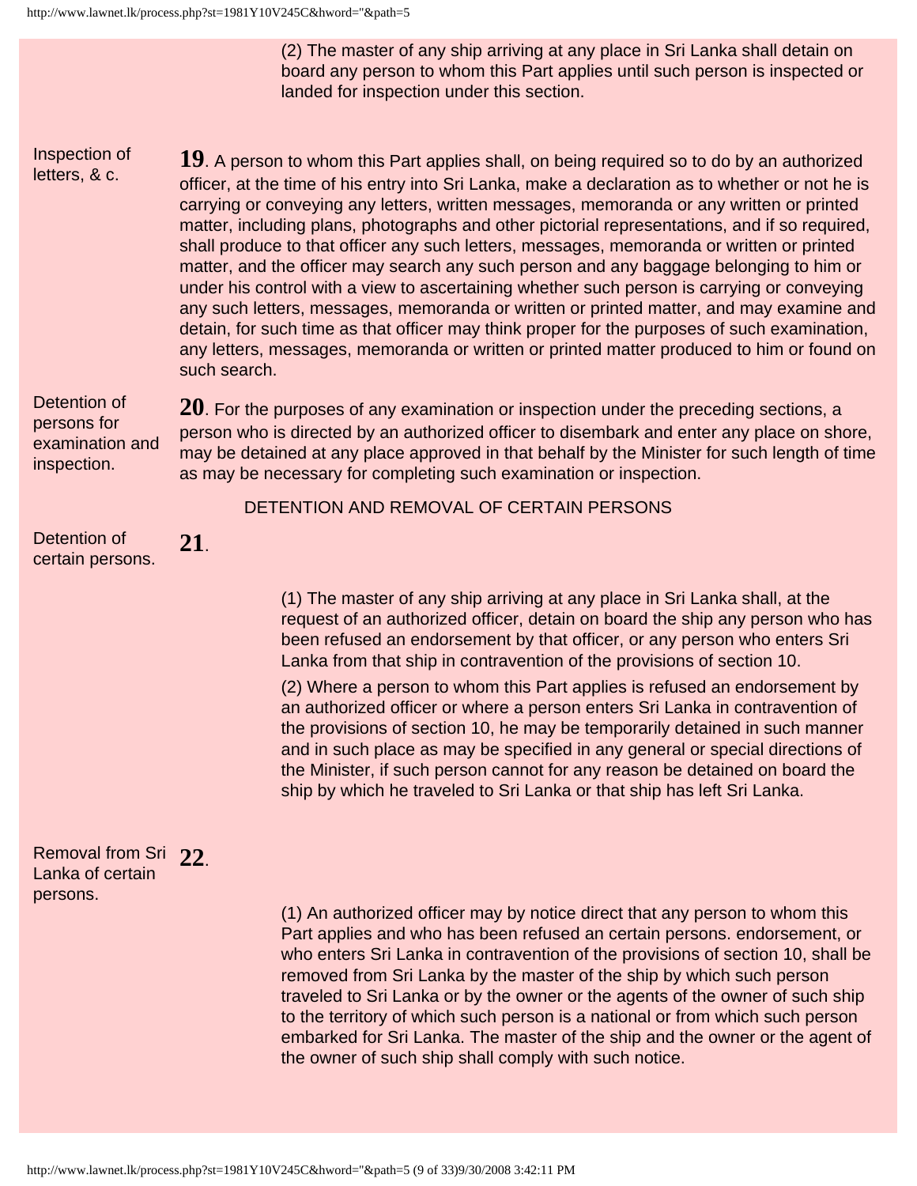(2) The master of any ship arriving at any place in Sri Lanka shall detain on board any person to whom this Part applies until such person is inspected or landed for inspection under this section.

Inspection of letters, & c.

**19**. A person to whom this Part applies shall, on being required so to do by an authorized officer, at the time of his entry into Sri Lanka, make a declaration as to whether or not he is carrying or conveying any letters, written messages, memoranda or any written or printed matter, including plans, photographs and other pictorial representations, and if so required, shall produce to that officer any such letters, messages, memoranda or written or printed matter, and the officer may search any such person and any baggage belonging to him or under his control with a view to ascertaining whether such person is carrying or conveying any such letters, messages, memoranda or written or printed matter, and may examine and detain, for such time as that officer may think proper for the purposes of such examination, any letters, messages, memoranda or written or printed matter produced to him or found on such search.

Detention of persons for examination and inspection.

**20**. For the purposes of any examination or inspection under the preceding sections, a person who is directed by an authorized officer to disembark and enter any place on shore, may be detained at any place approved in that behalf by the Minister for such length of time as may be necessary for completing such examination or inspection.

DETENTION AND REMOVAL OF CERTAIN PERSONS

Detention of certain persons.

**21**.

(1) The master of any ship arriving at any place in Sri Lanka shall, at the request of an authorized officer, detain on board the ship any person who has been refused an endorsement by that officer, or any person who enters Sri Lanka from that ship in contravention of the provisions of section 10.

(2) Where a person to whom this Part applies is refused an endorsement by an authorized officer or where a person enters Sri Lanka in contravention of the provisions of section 10, he may be temporarily detained in such manner and in such place as may be specified in any general or special directions of the Minister, if such person cannot for any reason be detained on board the ship by which he traveled to Sri Lanka or that ship has left Sri Lanka.

Removal from Sri Lanka of certain persons.

**22**.

(1) An authorized officer may by notice direct that any person to whom this Part applies and who has been refused an certain persons. endorsement, or who enters Sri Lanka in contravention of the provisions of section 10, shall be removed from Sri Lanka by the master of the ship by which such person traveled to Sri Lanka or by the owner or the agents of the owner of such ship to the territory of which such person is a national or from which such person embarked for Sri Lanka. The master of the ship and the owner or the agent of the owner of such ship shall comply with such notice.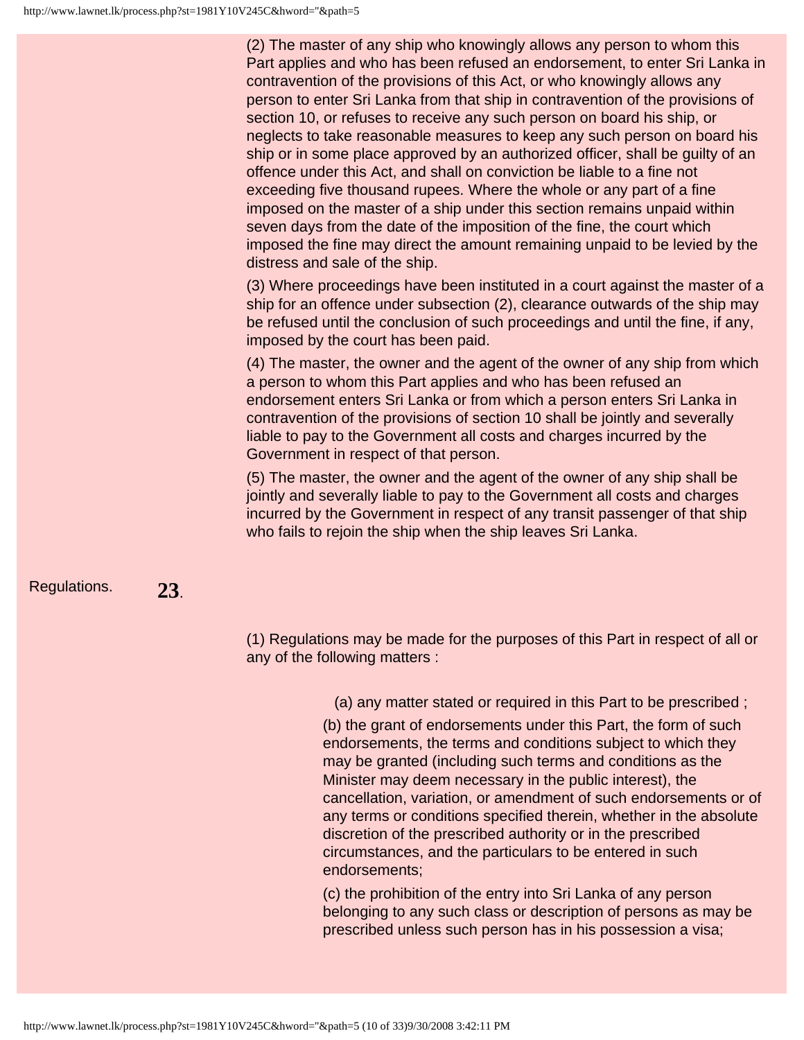(2) The master of any ship who knowingly allows any person to whom this Part applies and who has been refused an endorsement, to enter Sri Lanka in contravention of the provisions of this Act, or who knowingly allows any person to enter Sri Lanka from that ship in contravention of the provisions of section 10, or refuses to receive any such person on board his ship, or neglects to take reasonable measures to keep any such person on board his ship or in some place approved by an authorized officer, shall be guilty of an offence under this Act, and shall on conviction be liable to a fine not exceeding five thousand rupees. Where the whole or any part of a fine imposed on the master of a ship under this section remains unpaid within seven days from the date of the imposition of the fine, the court which imposed the fine may direct the amount remaining unpaid to be levied by the distress and sale of the ship.

(3) Where proceedings have been instituted in a court against the master of a ship for an offence under subsection (2), clearance outwards of the ship may be refused until the conclusion of such proceedings and until the fine, if any, imposed by the court has been paid.

(4) The master, the owner and the agent of the owner of any ship from which a person to whom this Part applies and who has been refused an endorsement enters Sri Lanka or from which a person enters Sri Lanka in contravention of the provisions of section 10 shall be jointly and severally liable to pay to the Government all costs and charges incurred by the Government in respect of that person.

(5) The master, the owner and the agent of the owner of any ship shall be jointly and severally liable to pay to the Government all costs and charges incurred by the Government in respect of any transit passenger of that ship who fails to rejoin the ship when the ship leaves Sri Lanka.

Regulations. **23**.

(1) Regulations may be made for the purposes of this Part in respect of all or any of the following matters :

(a) any matter stated or required in this Part to be prescribed ;

(b) the grant of endorsements under this Part, the form of such endorsements, the terms and conditions subject to which they may be granted (including such terms and conditions as the Minister may deem necessary in the public interest), the cancellation, variation, or amendment of such endorsements or of any terms or conditions specified therein, whether in the absolute discretion of the prescribed authority or in the prescribed circumstances, and the particulars to be entered in such endorsements;

(c) the prohibition of the entry into Sri Lanka of any person belonging to any such class or description of persons as may be prescribed unless such person has in his possession a visa;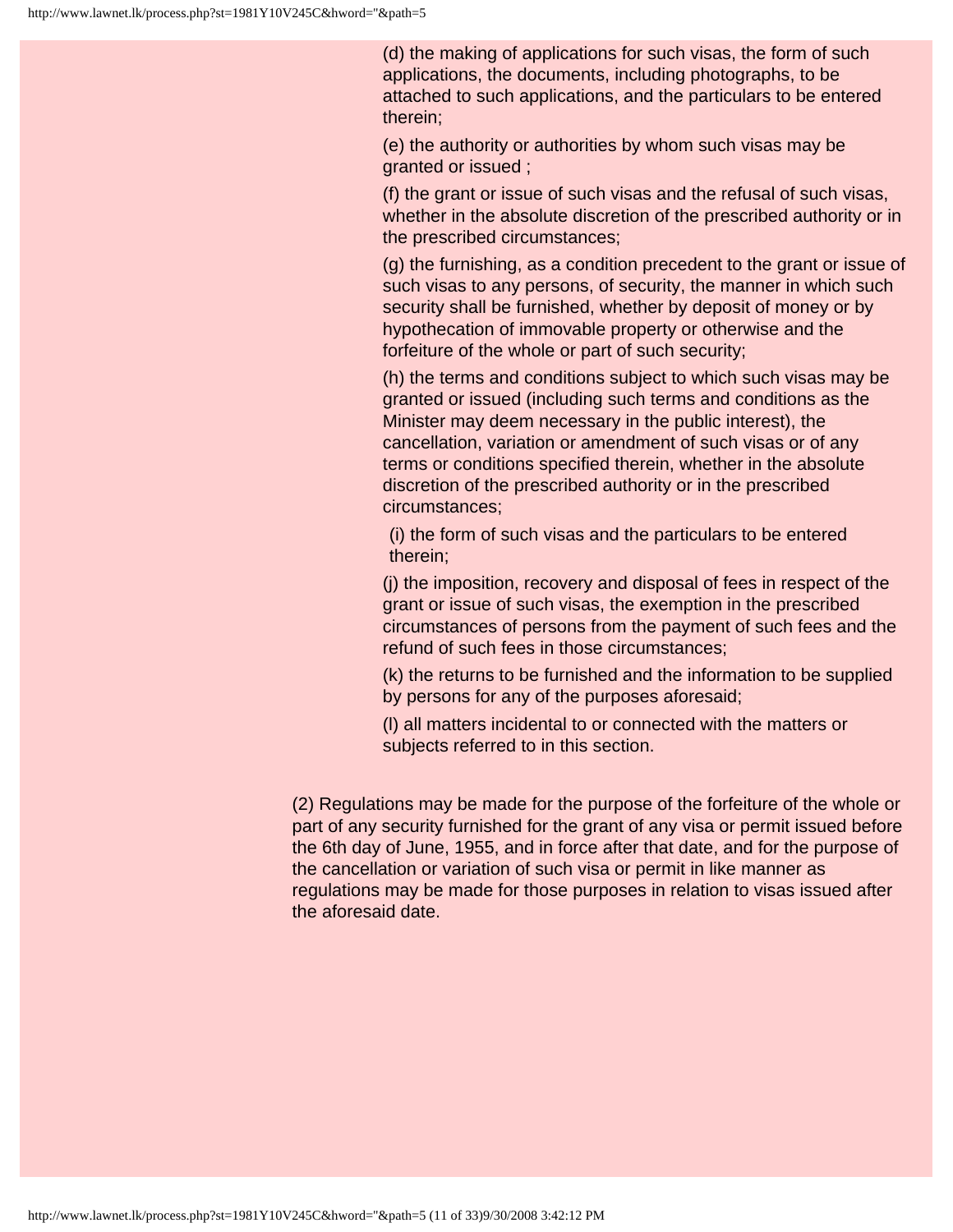(d) the making of applications for such visas, the form of such applications, the documents, including photographs, to be attached to such applications, and the particulars to be entered therein;

(e) the authority or authorities by whom such visas may be granted or issued ;

(f) the grant or issue of such visas and the refusal of such visas, whether in the absolute discretion of the prescribed authority or in the prescribed circumstances;

(g) the furnishing, as a condition precedent to the grant or issue of such visas to any persons, of security, the manner in which such security shall be furnished, whether by deposit of money or by hypothecation of immovable property or otherwise and the forfeiture of the whole or part of such security;

(h) the terms and conditions subject to which such visas may be granted or issued (including such terms and conditions as the Minister may deem necessary in the public interest), the cancellation, variation or amendment of such visas or of any terms or conditions specified therein, whether in the absolute discretion of the prescribed authority or in the prescribed circumstances;

(i) the form of such visas and the particulars to be entered therein;

(j) the imposition, recovery and disposal of fees in respect of the grant or issue of such visas, the exemption in the prescribed circumstances of persons from the payment of such fees and the refund of such fees in those circumstances;

(k) the returns to be furnished and the information to be supplied by persons for any of the purposes aforesaid;

(l) all matters incidental to or connected with the matters or subjects referred to in this section.

(2) Regulations may be made for the purpose of the forfeiture of the whole or part of any security furnished for the grant of any visa or permit issued before the 6th day of June, 1955, and in force after that date, and for the purpose of the cancellation or variation of such visa or permit in like manner as regulations may be made for those purposes in relation to visas issued after the aforesaid date.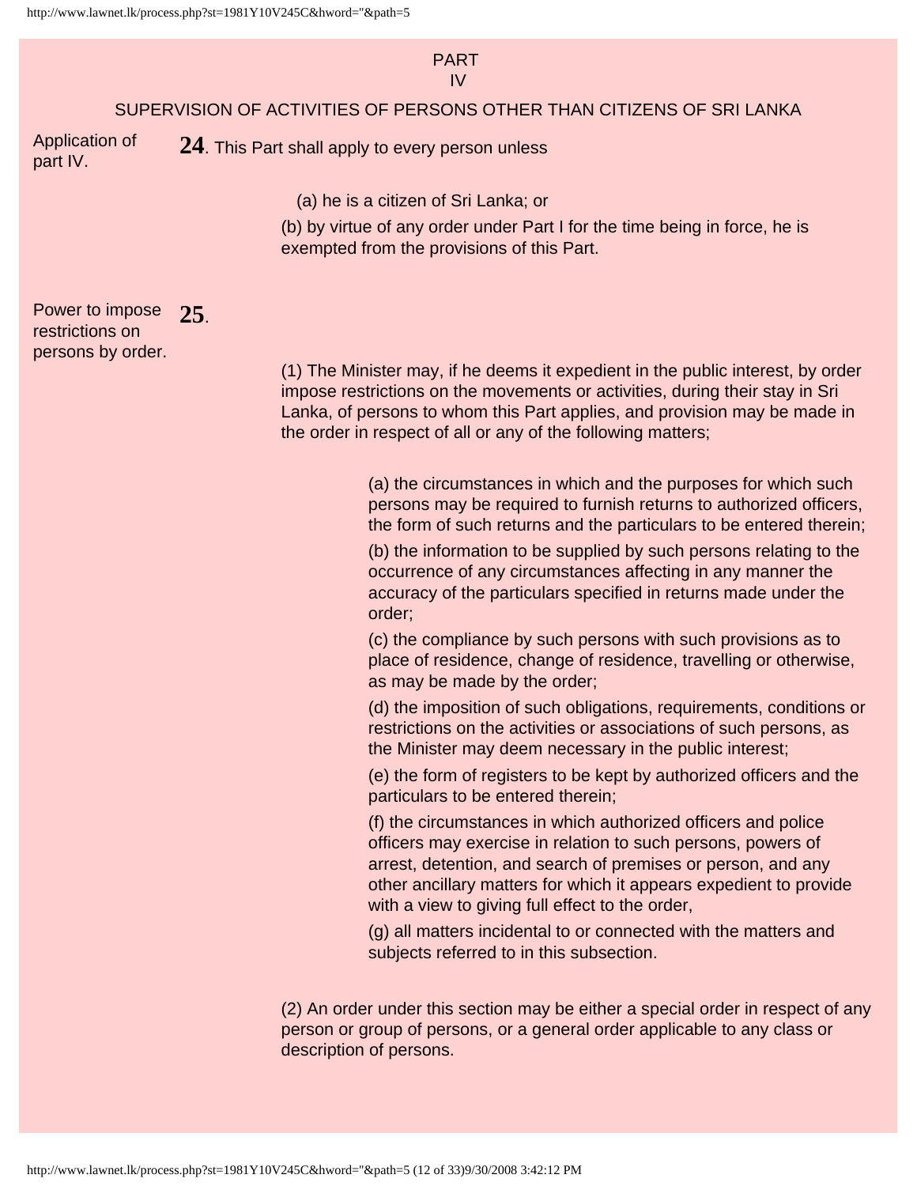## PART IV

### SUPERVISION OF ACTIVITIES OF PERSONS OTHER THAN CITIZENS OF SRI LANKA

Application of part IV.

**24**. This Part shall apply to every person unless

(a) he is a citizen of Sri Lanka; or

(b) by virtue of any order under Part I for the time being in force, he is exempted from the provisions of this Part.

Power to impose restrictions on persons by order.

**25**.

(1) The Minister may, if he deems it expedient in the public interest, by order impose restrictions on the movements or activities, during their stay in Sri Lanka, of persons to whom this Part applies, and provision may be made in the order in respect of all or any of the following matters;

(a) the circumstances in which and the purposes for which such persons may be required to furnish returns to authorized officers, the form of such returns and the particulars to be entered therein;

(b) the information to be supplied by such persons relating to the occurrence of any circumstances affecting in any manner the accuracy of the particulars specified in returns made under the order;

(c) the compliance by such persons with such provisions as to place of residence, change of residence, travelling or otherwise, as may be made by the order;

(d) the imposition of such obligations, requirements, conditions or restrictions on the activities or associations of such persons, as the Minister may deem necessary in the public interest;

(e) the form of registers to be kept by authorized officers and the particulars to be entered therein;

(f) the circumstances in which authorized officers and police officers may exercise in relation to such persons, powers of arrest, detention, and search of premises or person, and any other ancillary matters for which it appears expedient to provide with a view to giving full effect to the order,

(g) all matters incidental to or connected with the matters and subjects referred to in this subsection.

(2) An order under this section may be either a special order in respect of any person or group of persons, or a general order applicable to any class or description of persons.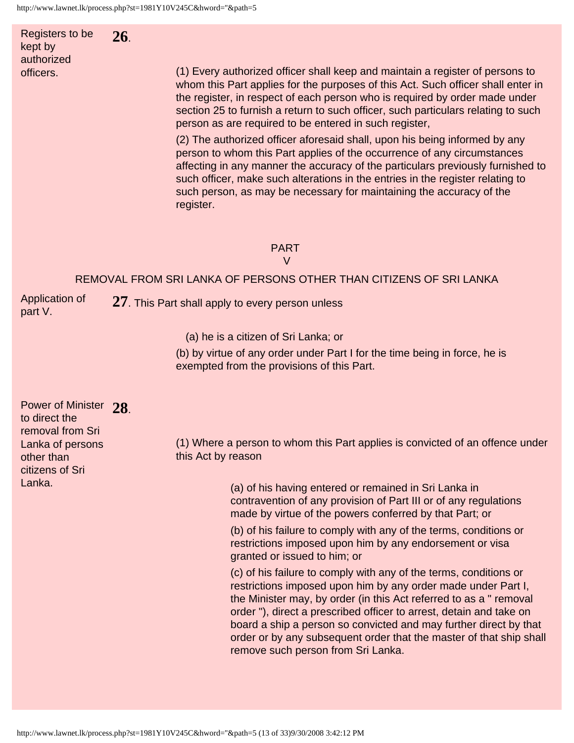**Registers to be kept by authorized officers.**

**26**.

(1) Every authorized officer shall keep and maintain a register of persons to whom this Part applies for the purposes of this Act. Such officer shall enter in the register, in respect of each person who is required by order made under section 25 to furnish a return to such officer, such particulars relating to such person as are required to be entered in such register,

(2) The authorized officer aforesaid shall, upon his being informed by any person to whom this Part applies of the occurrence of any circumstances affecting in any manner the accuracy of the particulars previously furnished to such officer, make such alterations in the entries in the register relating to such person, as may be necessary for maintaining the accuracy of the register.

## PART V

## REMOVAL FROM SRI LANKA OF PERSONS OTHER THAN CITIZENS OF SRI LANKA

**Application of part V.**

**27**. This Part shall apply to every person unless

(a) he is a citizen of Sri Lanka; or

(b) by virtue of any order under Part I for the time being in force, he is exempted from the provisions of this Part.

**Power of Minister to direct the removal from Sri Lanka of persons other than citizens of Sri Lanka.**

**28**.

(1) Where a person to whom this Part applies is convicted of an offence under this Act by reason

(a) of his having entered or remained in Sri Lanka in contravention of any provision of Part III or of any regulations made by virtue of the powers conferred by that Part; or

(b) of his failure to comply with any of the terms, conditions or restrictions imposed upon him by any endorsement or visa granted or issued to him; or

(c) of his failure to comply with any of the terms, conditions or restrictions imposed upon him by any order made under Part I, the Minister may, by order (in this Act referred to as a " removal order "), direct a prescribed officer to arrest, detain and take on board a ship a person so convicted and may further direct by that order or by any subsequent order that the master of that ship shall remove such person from Sri Lanka.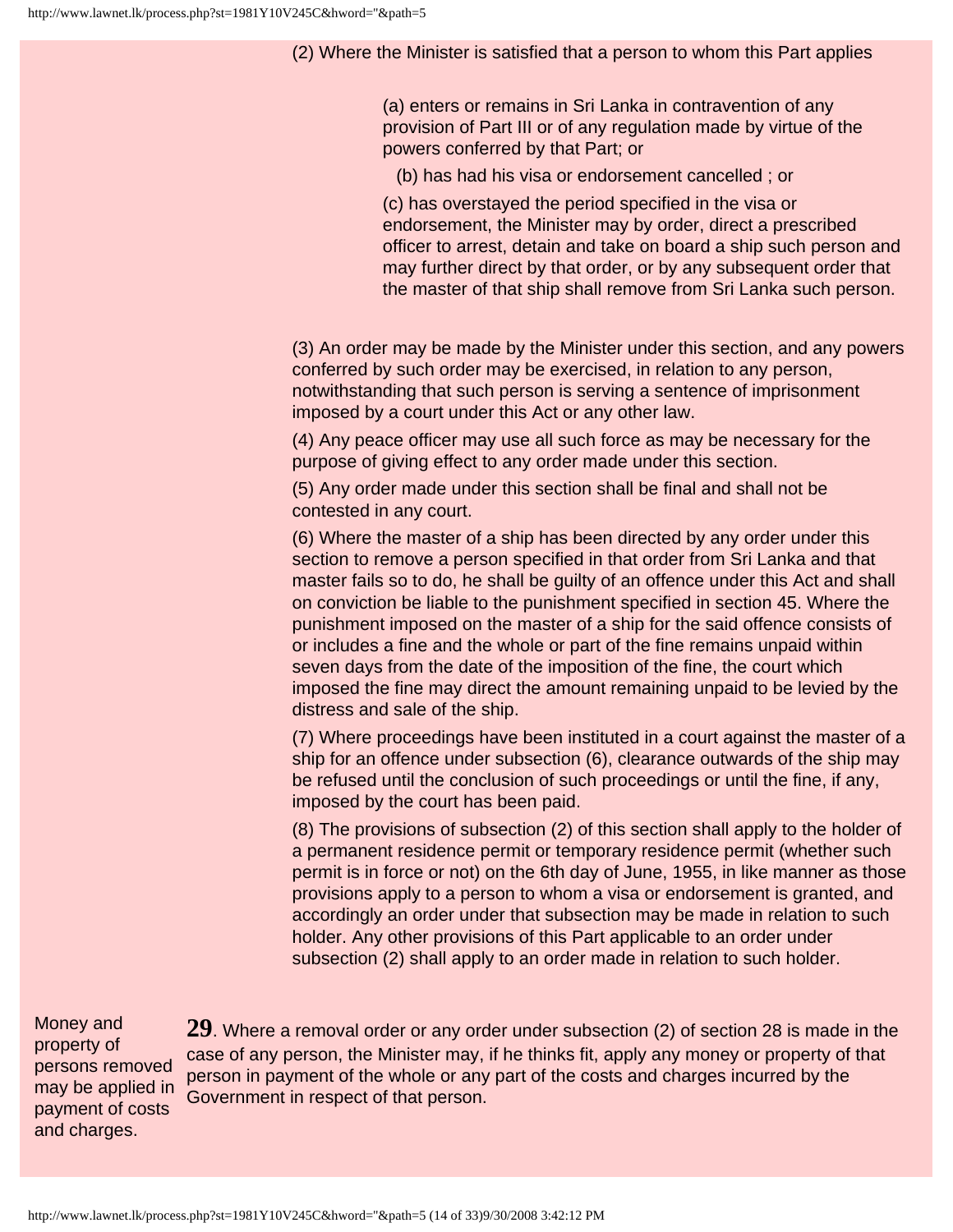(2) Where the Minister is satisfied that a person to whom this Part applies

(a) enters or remains in Sri Lanka in contravention of any provision of Part III or of any regulation made by virtue of the powers conferred by that Part; or

(b) has had his visa or endorsement cancelled ; or

(c) has overstayed the period specified in the visa or endorsement, the Minister may by order, direct a prescribed officer to arrest, detain and take on board a ship such person and may further direct by that order, or by any subsequent order that the master of that ship shall remove from Sri Lanka such person.

(3) An order may be made by the Minister under this section, and any powers conferred by such order may be exercised, in relation to any person, notwithstanding that such person is serving a sentence of imprisonment imposed by a court under this Act or any other law.

(4) Any peace officer may use all such force as may be necessary for the purpose of giving effect to any order made under this section.

(5) Any order made under this section shall be final and shall not be contested in any court.

(6) Where the master of a ship has been directed by any order under this section to remove a person specified in that order from Sri Lanka and that master fails so to do, he shall be guilty of an offence under this Act and shall on conviction be liable to the punishment specified in section 45. Where the punishment imposed on the master of a ship for the said offence consists of or includes a fine and the whole or part of the fine remains unpaid within seven days from the date of the imposition of the fine, the court which imposed the fine may direct the amount remaining unpaid to be levied by the distress and sale of the ship.

(7) Where proceedings have been instituted in a court against the master of a ship for an offence under subsection (6), clearance outwards of the ship may be refused until the conclusion of such proceedings or until the fine, if any, imposed by the court has been paid.

(8) The provisions of subsection (2) of this section shall apply to the holder of a permanent residence permit or temporary residence permit (whether such permit is in force or not) on the 6th day of June, 1955, in like manner as those provisions apply to a person to whom a visa or endorsement is granted, and accordingly an order under that subsection may be made in relation to such holder. Any other provisions of this Part applicable to an order under subsection (2) shall apply to an order made in relation to such holder.

Money and property of persons removed may be applied in payment of costs and charges.

**29**. Where a removal order or any order under subsection (2) of section 28 is made in the case of any person, the Minister may, if he thinks fit, apply any money or property of that person in payment of the whole or any part of the costs and charges incurred by the Government in respect of that person.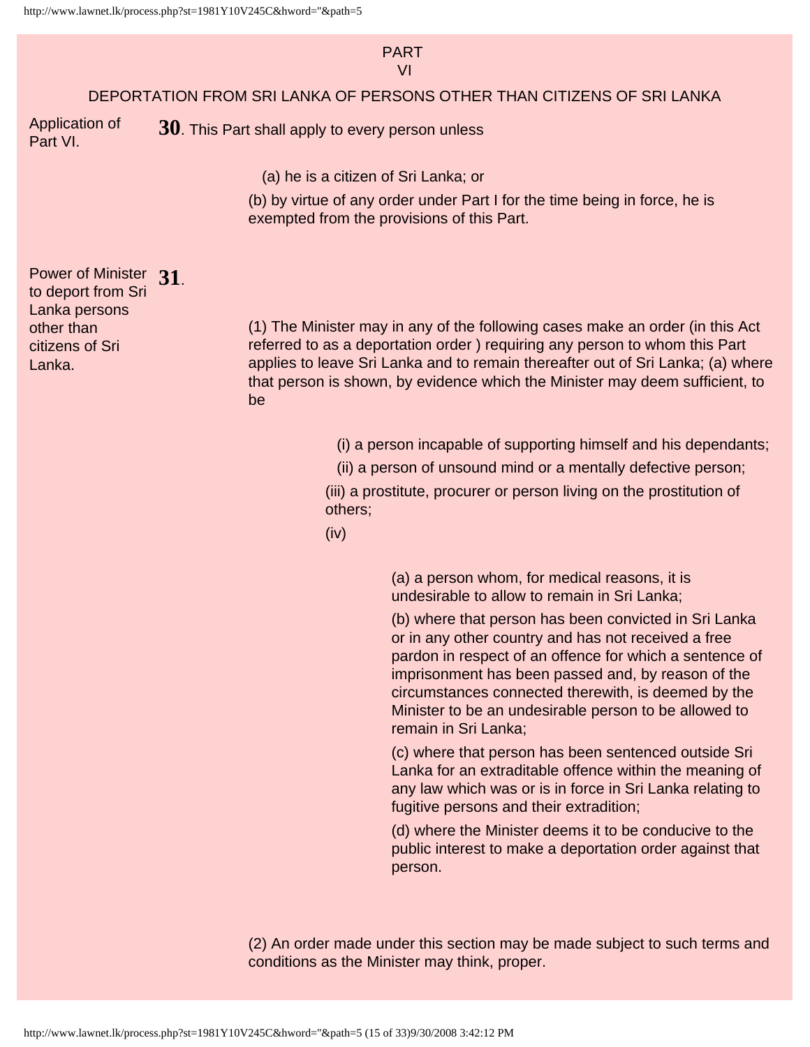## PART VI

### DEPORTATION FROM SRI LANKA OF PERSONS OTHER THAN CITIZENS OF SRI LANKA

Application of Part VI.

**30**. This Part shall apply to every person unless

(a) he is a citizen of Sri Lanka; or

(b) by virtue of any order under Part I for the time being in force, he is exempted from the provisions of this Part.

Power of Minister to deport from Sri Lanka persons other than citizens of Sri Lanka.

**31**.

(1) The Minister may in any of the following cases make an order (in this Act referred to as a deportation order ) requiring any person to whom this Part applies to leave Sri Lanka and to remain thereafter out of Sri Lanka; (a) where that person is shown, by evidence which the Minister may deem sufficient, to be

(i) a person incapable of supporting himself and his dependants;

(ii) a person of unsound mind or a mentally defective person;

(iii) a prostitute, procurer or person living on the prostitution of others;

(iv)

(a) a person whom, for medical reasons, it is undesirable to allow to remain in Sri Lanka;

(b) where that person has been convicted in Sri Lanka or in any other country and has not received a free pardon in respect of an offence for which a sentence of imprisonment has been passed and, by reason of the circumstances connected therewith, is deemed by the Minister to be an undesirable person to be allowed to remain in Sri Lanka;

(c) where that person has been sentenced outside Sri Lanka for an extraditable offence within the meaning of any law which was or is in force in Sri Lanka relating to fugitive persons and their extradition;

(d) where the Minister deems it to be conducive to the public interest to make a deportation order against that person.

(2) An order made under this section may be made subject to such terms and conditions as the Minister may think, proper.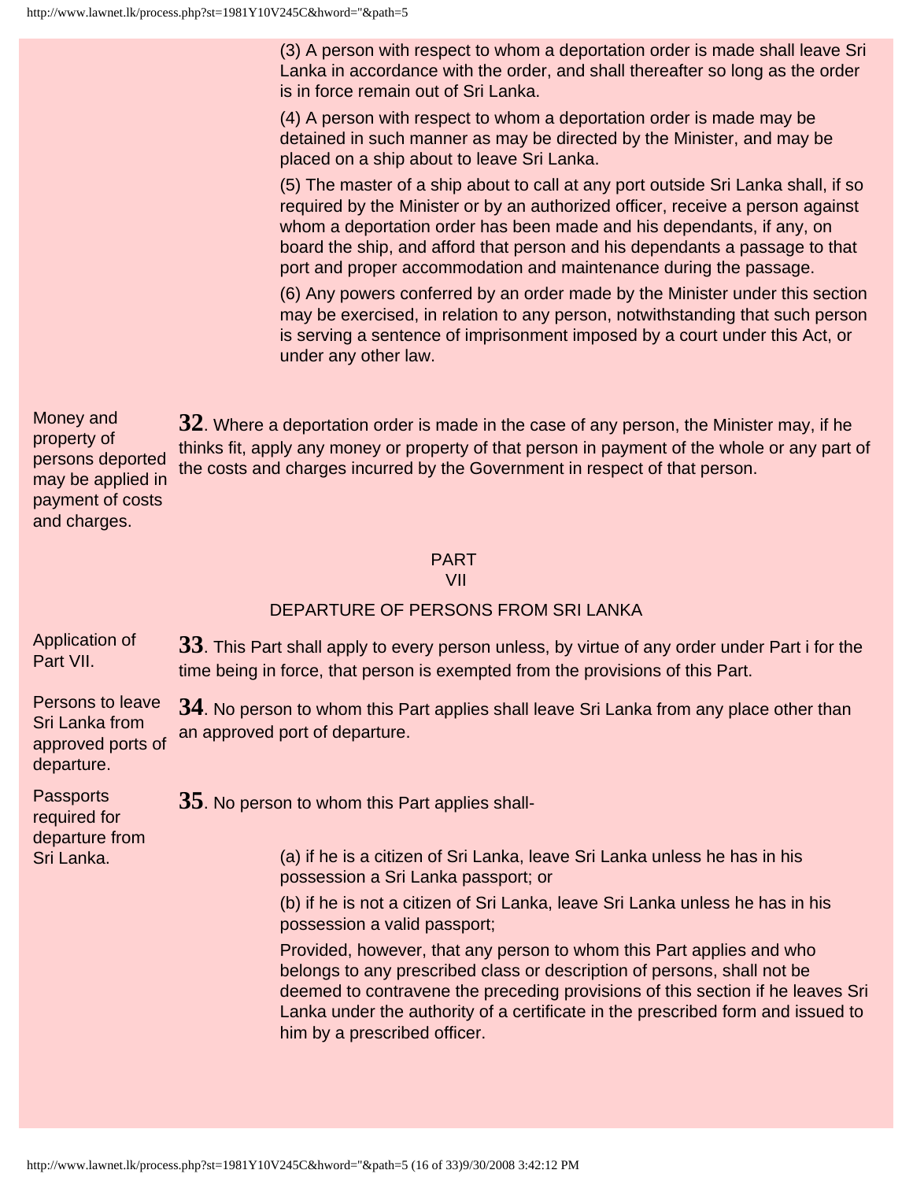(3) A person with respect to whom a deportation order is made shall leave Sri Lanka in accordance with the order, and shall thereafter so long as the order is in force remain out of Sri Lanka.

(4) A person with respect to whom a deportation order is made may be detained in such manner as may be directed by the Minister, and may be placed on a ship about to leave Sri Lanka.

(5) The master of a ship about to call at any port outside Sri Lanka shall, if so required by the Minister or by an authorized officer, receive a person against whom a deportation order has been made and his dependants, if any, on board the ship, and afford that person and his dependants a passage to that port and proper accommodation and maintenance during the passage.

(6) Any powers conferred by an order made by the Minister under this section may be exercised, in relation to any person, notwithstanding that such person is serving a sentence of imprisonment imposed by a court under this Act, or under any other law.

*Money and property of persons deported may be applied in payment of costs and charges.*

**32**. Where a deportation order is made in the case of any person, the Minister may, if he thinks fit, apply any money or property of that person in payment of the whole or any part of the costs and charges incurred by the Government in respect of that person.

## PART VII

## DEPARTURE OF PERSONS FROM SRI LANKA

*Application of Part VII.*

**33**. This Part shall apply to every person unless, by virtue of any order under Part i for the time being in force, that person is exempted from the provisions of this Part.

*Persons to leave Sri Lanka from approved ports of departure.*

**34**. No person to whom this Part applies shall leave Sri Lanka from any place other than an approved port of departure.

*Passports required for departure from Sri Lanka.*

**35**. No person to whom this Part applies shall-

(a) if he is a citizen of Sri Lanka, leave Sri Lanka unless he has in his possession a Sri Lanka passport; or

(b) if he is not a citizen of Sri Lanka, leave Sri Lanka unless he has in his possession a valid passport;

Provided, however, that any person to whom this Part applies and who belongs to any prescribed class or description of persons, shall not be deemed to contravene the preceding provisions of this section if he leaves Sri Lanka under the authority of a certificate in the prescribed form and issued to him by a prescribed officer.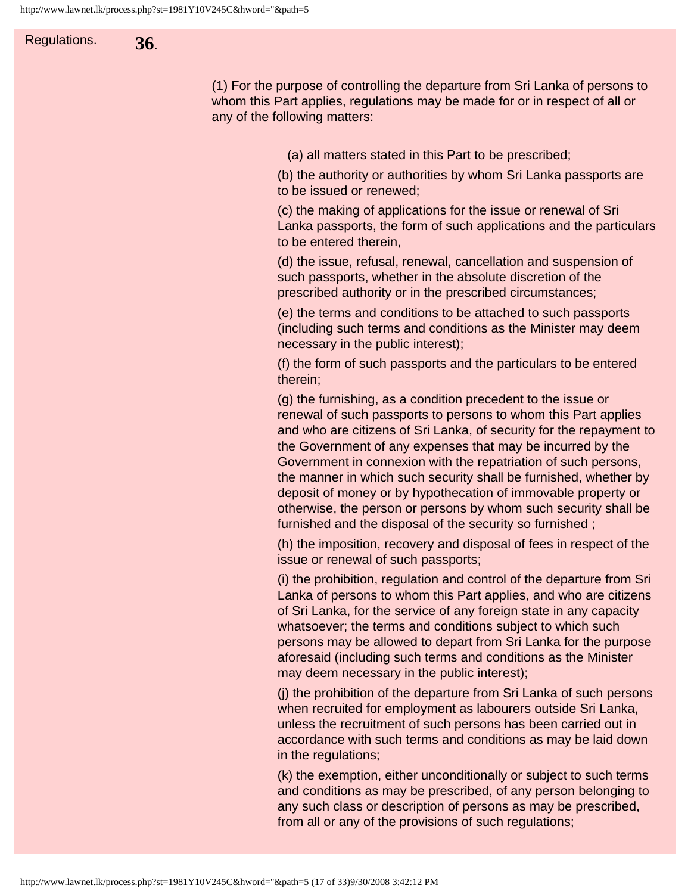Regulations. **36**.

(1) For the purpose of controlling the departure from Sri Lanka of persons to whom this Part applies, regulations may be made for or in respect of all or any of the following matters:

(a) all matters stated in this Part to be prescribed;

(b) the authority or authorities by whom Sri Lanka passports are to be issued or renewed;

(c) the making of applications for the issue or renewal of Sri Lanka passports, the form of such applications and the particulars to be entered therein,

(d) the issue, refusal, renewal, cancellation and suspension of such passports, whether in the absolute discretion of the prescribed authority or in the prescribed circumstances;

(e) the terms and conditions to be attached to such passports (including such terms and conditions as the Minister may deem necessary in the public interest);

(f) the form of such passports and the particulars to be entered therein;

(g) the furnishing, as a condition precedent to the issue or renewal of such passports to persons to whom this Part applies and who are citizens of Sri Lanka, of security for the repayment to the Government of any expenses that may be incurred by the Government in connexion with the repatriation of such persons, the manner in which such security shall be furnished, whether by deposit of money or by hypothecation of immovable property or otherwise, the person or persons by whom such security shall be furnished and the disposal of the security so furnished ;

(h) the imposition, recovery and disposal of fees in respect of the issue or renewal of such passports;

(i) the prohibition, regulation and control of the departure from Sri Lanka of persons to whom this Part applies, and who are citizens of Sri Lanka, for the service of any foreign state in any capacity whatsoever; the terms and conditions subject to which such persons may be allowed to depart from Sri Lanka for the purpose aforesaid (including such terms and conditions as the Minister may deem necessary in the public interest);

(j) the prohibition of the departure from Sri Lanka of such persons when recruited for employment as labourers outside Sri Lanka, unless the recruitment of such persons has been carried out in accordance with such terms and conditions as may be laid down in the regulations;

(k) the exemption, either unconditionally or subject to such terms and conditions as may be prescribed, of any person belonging to any such class or description of persons as may be prescribed, from all or any of the provisions of such regulations;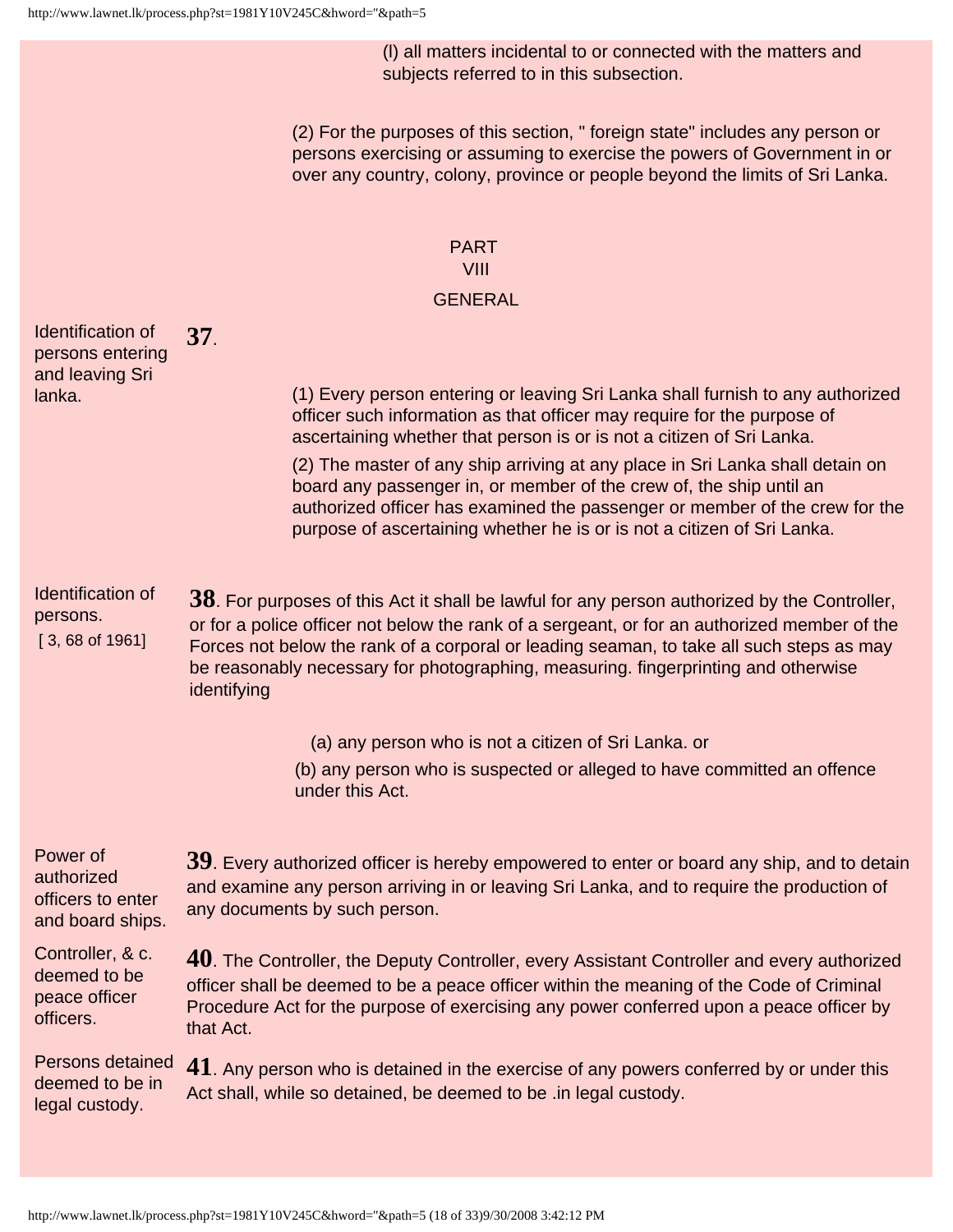(l) all matters incidental to or connected with the matters and subjects referred to in this subsection.

(2) For the purposes of this section, " foreign state" includes any person or persons exercising or assuming to exercise the powers of Government in or over any country, colony, province or people beyond the limits of Sri Lanka.

## PART VIII

## GENERAL

Identification of persons entering and leaving Sri lanka.

**37**.

(1) Every person entering or leaving Sri Lanka shall furnish to any authorized officer such information as that officer may require for the purpose of ascertaining whether that person is or is not a citizen of Sri Lanka.

(2) The master of any ship arriving at any place in Sri Lanka shall detain on board any passenger in, or member of the crew of, the ship until an authorized officer has examined the passenger or member of the crew for the purpose of ascertaining whether he is or is not a citizen of Sri Lanka.

Identification of persons.
[ 3, 68 of 1961]

**38**. For purposes of this Act it shall be lawful for any person authorized by the Controller, or for a police officer not below the rank of a sergeant, or for an authorized member of the Forces not below the rank of a corporal or leading seaman, to take all such steps as may be reasonably necessary for photographing, measuring. fingerprinting and otherwise identifying

(a) any person who is not a citizen of Sri Lanka. or

(b) any person who is suspected or alleged to have committed an offence under this Act.

Power of authorized officers to enter and board ships.

**39**. Every authorized officer is hereby empowered to enter or board any ship, and to detain and examine any person arriving in or leaving Sri Lanka, and to require the production of any documents by such person.

Controller, & c. deemed to be peace officer officers.

**40**. The Controller, the Deputy Controller, every Assistant Controller and every authorized officer shall be deemed to be a peace officer within the meaning of the Code of Criminal Procedure Act for the purpose of exercising any power conferred upon a peace officer by that Act.

Persons detained deemed to be in legal custody.

**41**. Any person who is detained in the exercise of any powers conferred by or under this Act shall, while so detained, be deemed to be .in legal custody.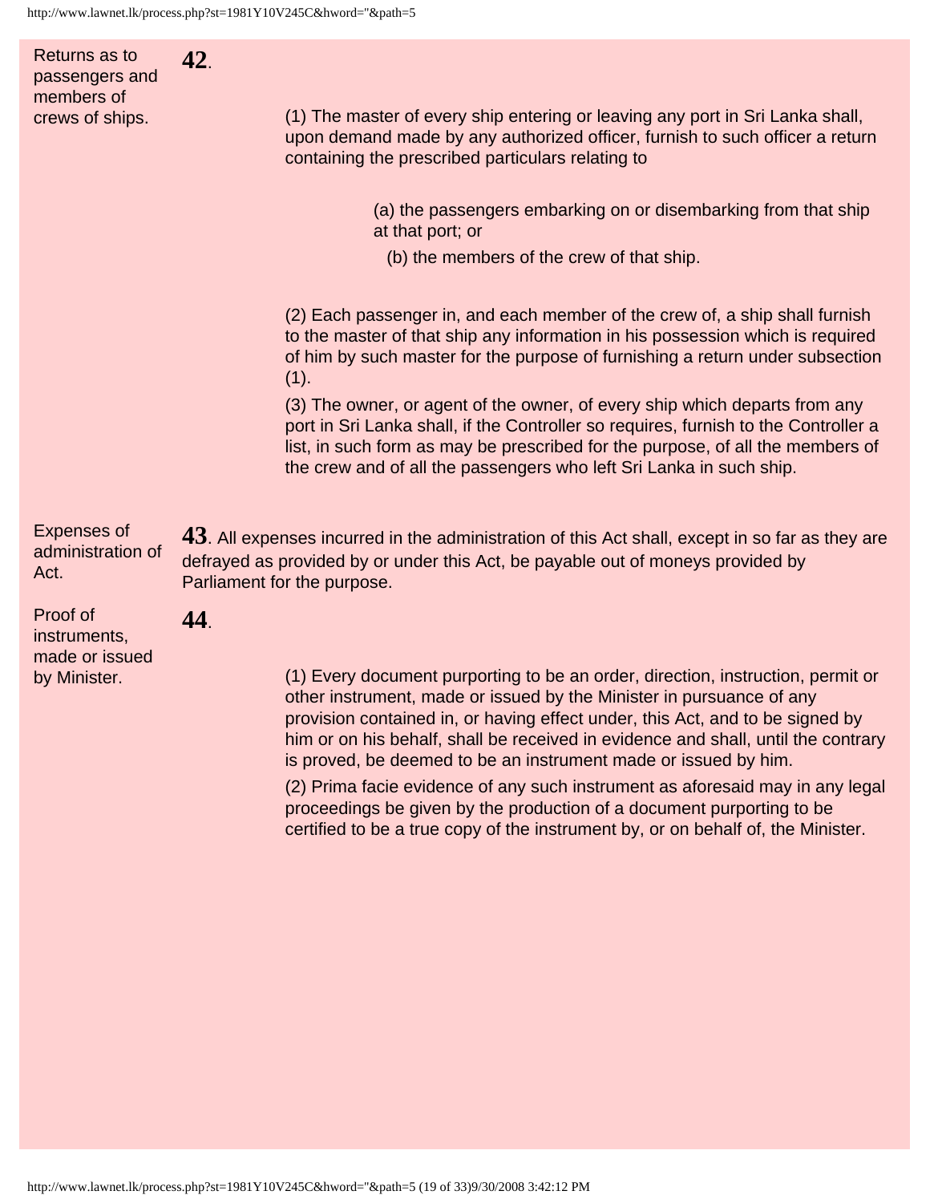**Returns as to passengers and members of crews of ships.**

**42**.

(1) The master of every ship entering or leaving any port in Sri Lanka shall, upon demand made by any authorized officer, furnish to such officer a return containing the prescribed particulars relating to

(a) the passengers embarking on or disembarking from that ship at that port; or

(b) the members of the crew of that ship.

(2) Each passenger in, and each member of the crew of, a ship shall furnish to the master of that ship any information in his possession which is required of him by such master for the purpose of furnishing a return under subsection (1).

(3) The owner, or agent of the owner, of every ship which departs from any port in Sri Lanka shall, if the Controller so requires, furnish to the Controller a list, in such form as may be prescribed for the purpose, of all the members of the crew and of all the passengers who left Sri Lanka in such ship.

**Expenses of administration of Act.**

**43**. All expenses incurred in the administration of this Act shall, except in so far as they are defrayed as provided by or under this Act, be payable out of moneys provided by Parliament for the purpose.

**Proof of instruments, made or issued by Minister.**

**44**.

(1) Every document purporting to be an order, direction, instruction, permit or other instrument, made or issued by the Minister in pursuance of any provision contained in, or having effect under, this Act, and to be signed by him or on his behalf, shall be received in evidence and shall, until the contrary is proved, be deemed to be an instrument made or issued by him.

(2) Prima facie evidence of any such instrument as aforesaid may in any legal proceedings be given by the production of a document purporting to be certified to be a true copy of the instrument by, or on behalf of, the Minister.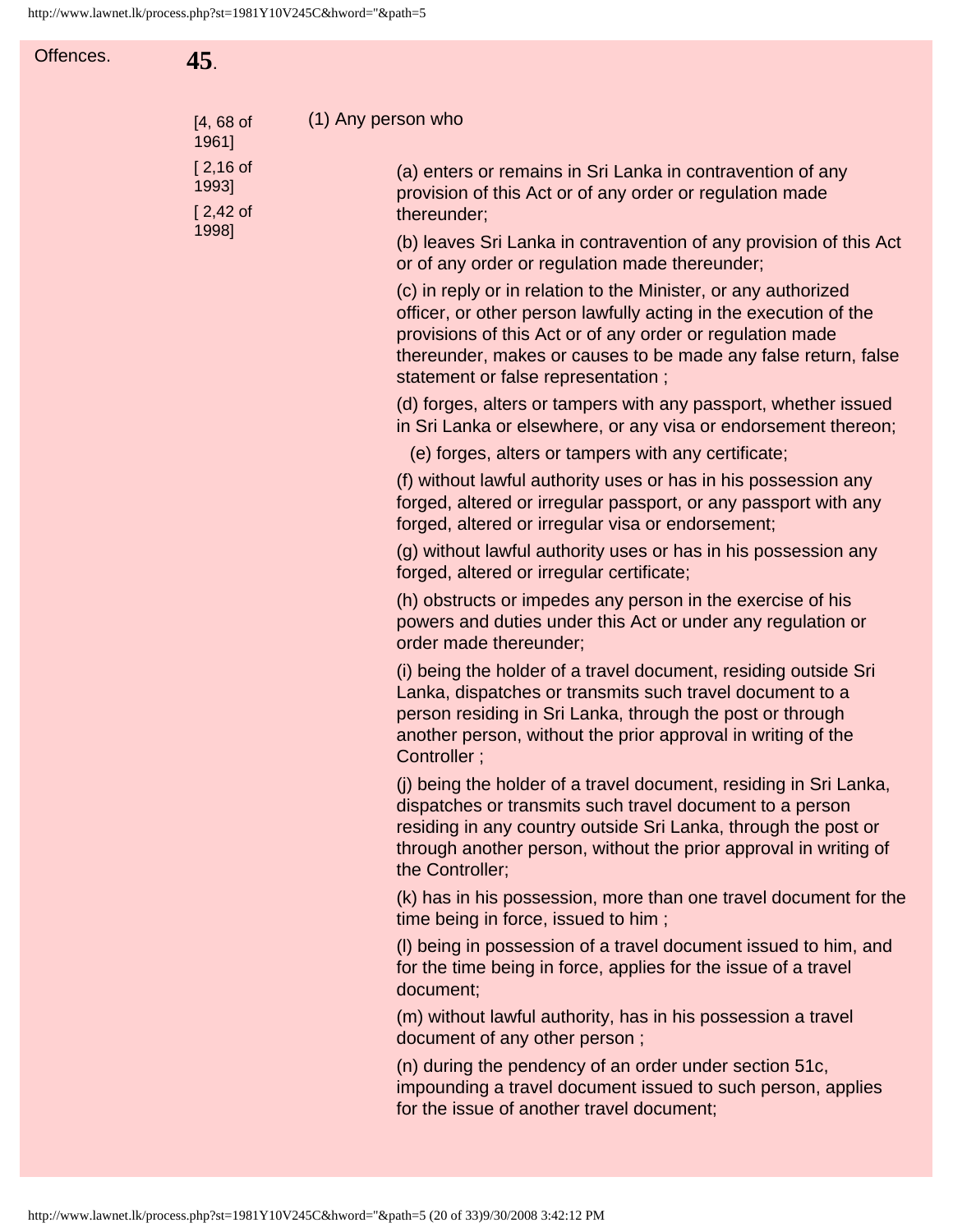Offences.

**45**.

[4, 68 of 1961]
[ 2,16 of 1993]
[ 2,42 of 1998]

(1) Any person who

(a) enters or remains in Sri Lanka in contravention of any provision of this Act or of any order or regulation made thereunder;

(b) leaves Sri Lanka in contravention of any provision of this Act or of any order or regulation made thereunder;

(c) in reply or in relation to the Minister, or any authorized officer, or other person lawfully acting in the execution of the provisions of this Act or of any order or regulation made thereunder, makes or causes to be made any false return, false statement or false representation ;

(d) forges, alters or tampers with any passport, whether issued in Sri Lanka or elsewhere, or any visa or endorsement thereon;

(e) forges, alters or tampers with any certificate;

(f) without lawful authority uses or has in his possession any forged, altered or irregular passport, or any passport with any forged, altered or irregular visa or endorsement;

(g) without lawful authority uses or has in his possession any forged, altered or irregular certificate;

(h) obstructs or impedes any person in the exercise of his powers and duties under this Act or under any regulation or order made thereunder;

(i) being the holder of a travel document, residing outside Sri Lanka, dispatches or transmits such travel document to a person residing in Sri Lanka, through the post or through another person, without the prior approval in writing of the Controller ;

(j) being the holder of a travel document, residing in Sri Lanka, dispatches or transmits such travel document to a person residing in any country outside Sri Lanka, through the post or through another person, without the prior approval in writing of the Controller;

(k) has in his possession, more than one travel document for the time being in force, issued to him ;

(l) being in possession of a travel document issued to him, and for the time being in force, applies for the issue of a travel document;

(m) without lawful authority, has in his possession a travel document of any other person ;

(n) during the pendency of an order under section 51c, impounding a travel document issued to such person, applies for the issue of another travel document;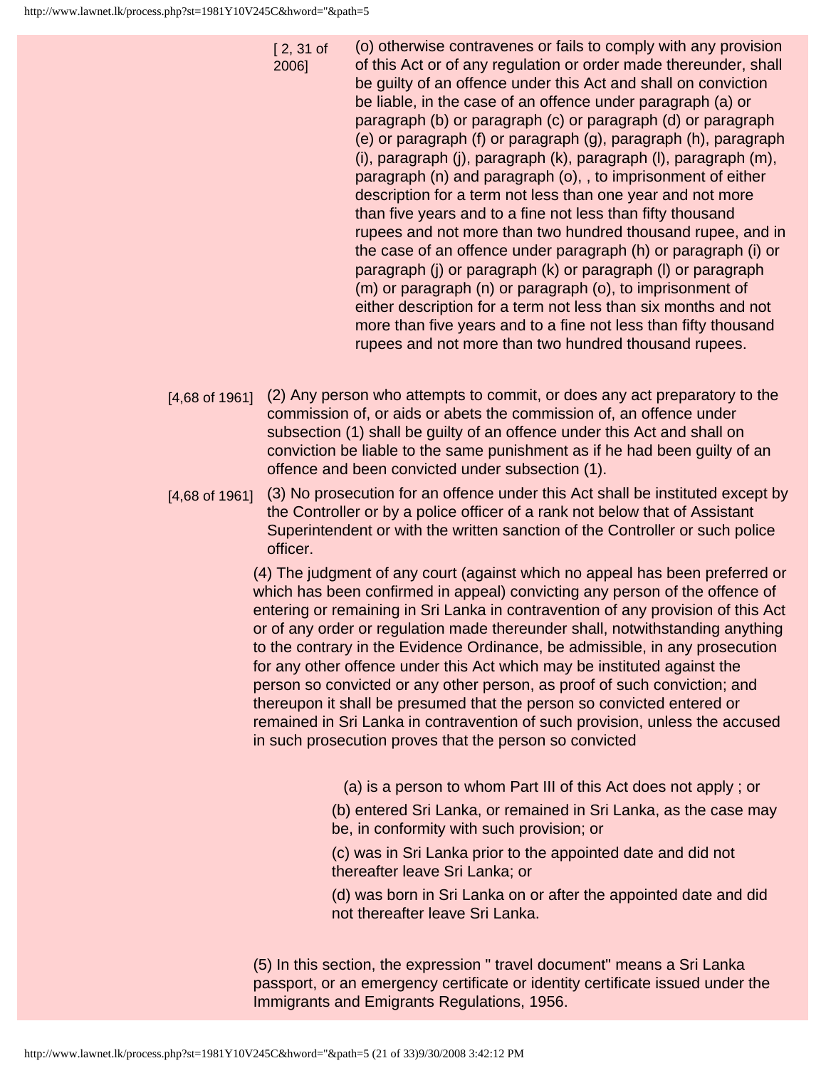[ 2, 31 of 2006]

(o) otherwise contravenes or fails to comply with any provision of this Act or of any regulation or order made thereunder, shall be guilty of an offence under this Act and shall on conviction be liable, in the case of an offence under paragraph (a) or paragraph (b) or paragraph (c) or paragraph (d) or paragraph (e) or paragraph (f) or paragraph (g), paragraph (h), paragraph (i), paragraph (j), paragraph (k), paragraph (l), paragraph (m), paragraph (n) and paragraph (o), , to imprisonment of either description for a term not less than one year and not more than five years and to a fine not less than fifty thousand rupees and not more than two hundred thousand rupee, and in the case of an offence under paragraph (h) or paragraph (i) or paragraph (j) or paragraph (k) or paragraph (l) or paragraph (m) or paragraph (n) or paragraph (o), to imprisonment of either description for a term not less than six months and not more than five years and to a fine not less than fifty thousand rupees and not more than two hundred thousand rupees.

[4,68 of 1961] (2) Any person who attempts to commit, or does any act preparatory to the commission of, or aids or abets the commission of, an offence under subsection (1) shall be guilty of an offence under this Act and shall on conviction be liable to the same punishment as if he had been guilty of an offence and been convicted under subsection (1).

[4,68 of 1961] (3) No prosecution for an offence under this Act shall be instituted except by the Controller or by a police officer of a rank not below that of Assistant Superintendent or with the written sanction of the Controller or such police officer.

(4) The judgment of any court (against which no appeal has been preferred or which has been confirmed in appeal) convicting any person of the offence of entering or remaining in Sri Lanka in contravention of any provision of this Act or of any order or regulation made thereunder shall, notwithstanding anything to the contrary in the Evidence Ordinance, be admissible, in any prosecution for any other offence under this Act which may be instituted against the person so convicted or any other person, as proof of such conviction; and thereupon it shall be presumed that the person so convicted entered or remained in Sri Lanka in contravention of such provision, unless the accused in such prosecution proves that the person so convicted

(a) is a person to whom Part III of this Act does not apply ; or

(b) entered Sri Lanka, or remained in Sri Lanka, as the case may be, in conformity with such provision; or

(c) was in Sri Lanka prior to the appointed date and did not thereafter leave Sri Lanka; or

(d) was born in Sri Lanka on or after the appointed date and did not thereafter leave Sri Lanka.

(5) In this section, the expression " travel document" means a Sri Lanka passport, or an emergency certificate or identity certificate issued under the Immigrants and Emigrants Regulations, 1956.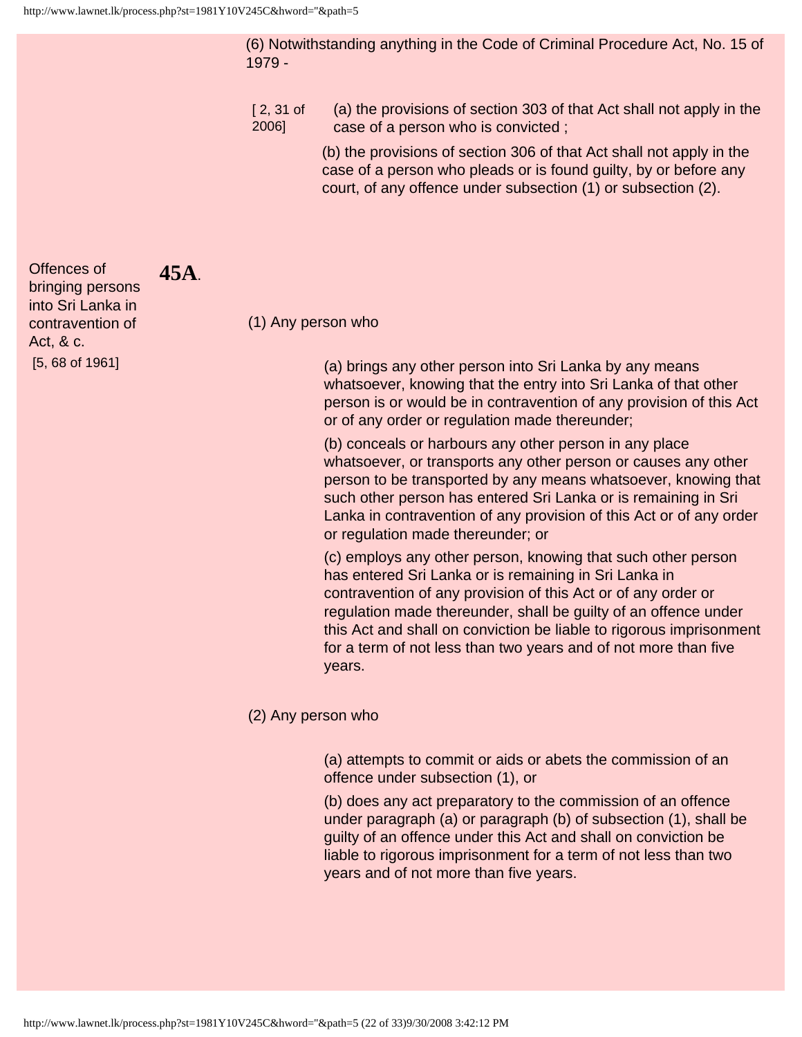(6) Notwithstanding anything in the Code of Criminal Procedure Act, No. 15 of 1979 -

[ 2, 31 of 2006] (a) the provisions of section 303 of that Act shall not apply in the case of a person who is convicted ;

(b) the provisions of section 306 of that Act shall not apply in the case of a person who pleads or is found guilty, by or before any court, of any offence under subsection (1) or subsection (2).

Offences of bringing persons into Sri Lanka in contravention of Act, & c.
[5, 68 of 1961]

**45A**.

(1) Any person who

(a) brings any other person into Sri Lanka by any means whatsoever, knowing that the entry into Sri Lanka of that other person is or would be in contravention of any provision of this Act or of any order or regulation made thereunder;

(b) conceals or harbours any other person in any place whatsoever, or transports any other person or causes any other person to be transported by any means whatsoever, knowing that such other person has entered Sri Lanka or is remaining in Sri Lanka in contravention of any provision of this Act or of any order or regulation made thereunder; or

(c) employs any other person, knowing that such other person has entered Sri Lanka or is remaining in Sri Lanka in contravention of any provision of this Act or of any order or regulation made thereunder, shall be guilty of an offence under this Act and shall on conviction be liable to rigorous imprisonment for a term of not less than two years and of not more than five years.

(2) Any person who

(a) attempts to commit or aids or abets the commission of an offence under subsection (1), or

(b) does any act preparatory to the commission of an offence under paragraph (a) or paragraph (b) of subsection (1), shall be guilty of an offence under this Act and shall on conviction be liable to rigorous imprisonment for a term of not less than two years and of not more than five years.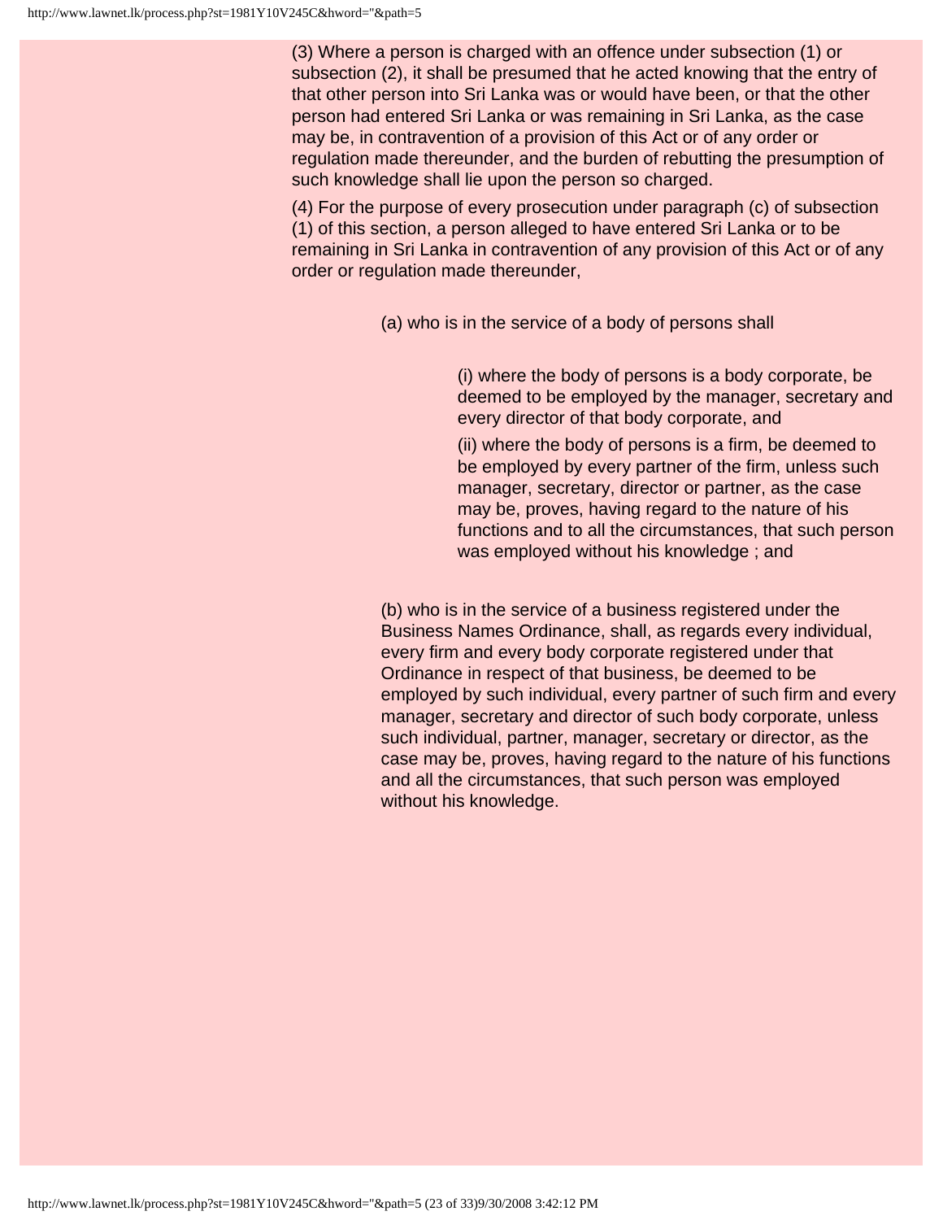(3) Where a person is charged with an offence under subsection (1) or subsection (2), it shall be presumed that he acted knowing that the entry of that other person into Sri Lanka was or would have been, or that the other person had entered Sri Lanka or was remaining in Sri Lanka, as the case may be, in contravention of a provision of this Act or of any order or regulation made thereunder, and the burden of rebutting the presumption of such knowledge shall lie upon the person so charged.

(4) For the purpose of every prosecution under paragraph (c) of subsection (1) of this section, a person alleged to have entered Sri Lanka or to be remaining in Sri Lanka in contravention of any provision of this Act or of any order or regulation made thereunder,

(a) who is in the service of a body of persons shall

(i) where the body of persons is a body corporate, be deemed to be employed by the manager, secretary and every director of that body corporate, and

(ii) where the body of persons is a firm, be deemed to be employed by every partner of the firm, unless such manager, secretary, director or partner, as the case may be, proves, having regard to the nature of his functions and to all the circumstances, that such person was employed without his knowledge ; and

(b) who is in the service of a business registered under the Business Names Ordinance, shall, as regards every individual, every firm and every body corporate registered under that Ordinance in respect of that business, be deemed to be employed by such individual, every partner of such firm and every manager, secretary and director of such body corporate, unless such individual, partner, manager, secretary or director, as the case may be, proves, having regard to the nature of his functions and all the circumstances, that such person was employed without his knowledge.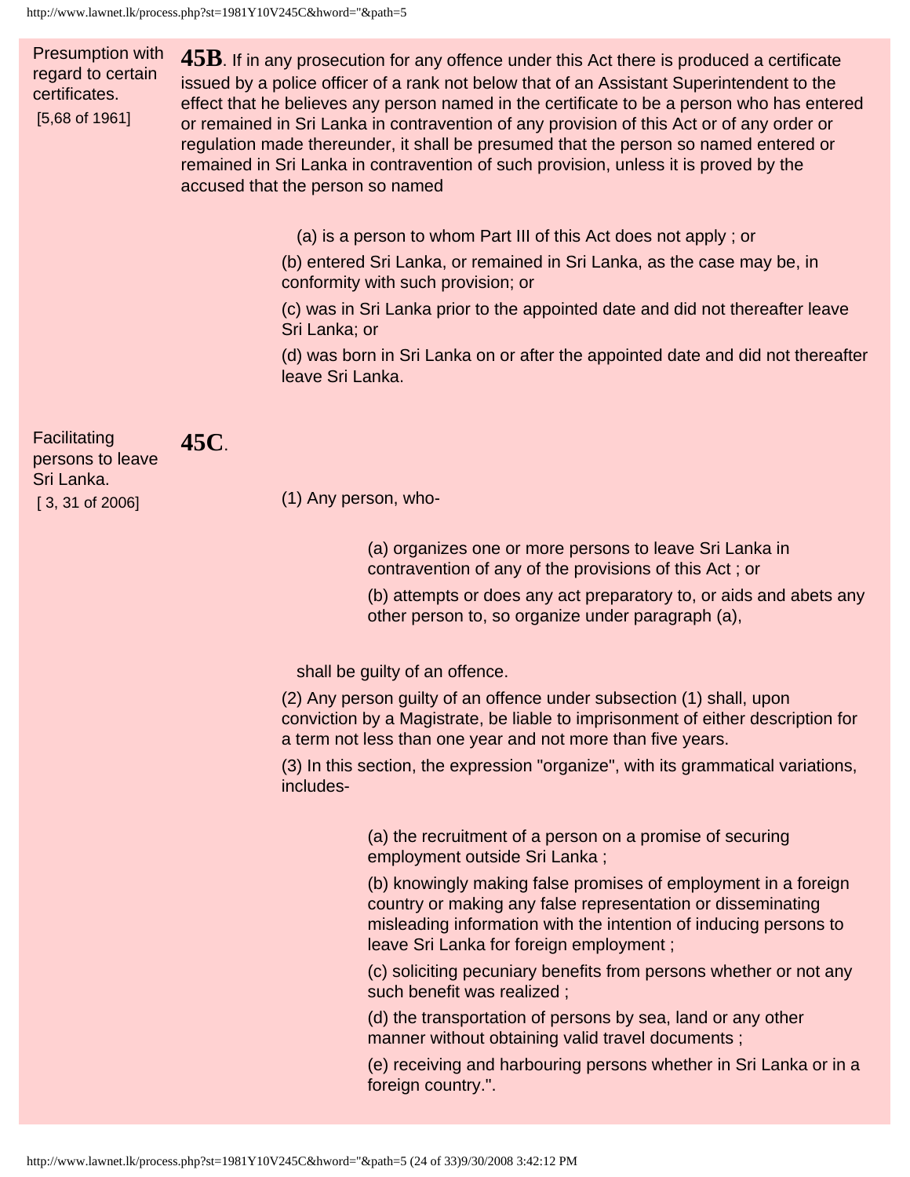Presumption with regard to certain certificates.
[5,68 of 1961]

**45B**. If in any prosecution for any offence under this Act there is produced a certificate issued by a police officer of a rank not below that of an Assistant Superintendent to the effect that he believes any person named in the certificate to be a person who has entered or remained in Sri Lanka in contravention of any provision of this Act or of any order or regulation made thereunder, it shall be presumed that the person so named entered or remained in Sri Lanka in contravention of such provision, unless it is proved by the accused that the person so named

(a) is a person to whom Part III of this Act does not apply ; or

(b) entered Sri Lanka, or remained in Sri Lanka, as the case may be, in conformity with such provision; or

(c) was in Sri Lanka prior to the appointed date and did not thereafter leave Sri Lanka; or

(d) was born in Sri Lanka on or after the appointed date and did not thereafter leave Sri Lanka.

Facilitating persons to leave Sri Lanka.
[ 3, 31 of 2006]

**45C**.

(1) Any person, who-

(a) organizes one or more persons to leave Sri Lanka in contravention of any of the provisions of this Act ; or

(b) attempts or does any act preparatory to, or aids and abets any other person to, so organize under paragraph (a),

shall be guilty of an offence.

(2) Any person guilty of an offence under subsection (1) shall, upon conviction by a Magistrate, be liable to imprisonment of either description for a term not less than one year and not more than five years.

(3) In this section, the expression "organize", with its grammatical variations, includes-

(a) the recruitment of a person on a promise of securing employment outside Sri Lanka ;

(b) knowingly making false promises of employment in a foreign country or making any false representation or disseminating misleading information with the intention of inducing persons to leave Sri Lanka for foreign employment ;

(c) soliciting pecuniary benefits from persons whether or not any such benefit was realized ;

(d) the transportation of persons by sea, land or any other manner without obtaining valid travel documents ;

(e) receiving and harbouring persons whether in Sri Lanka or in a foreign country.".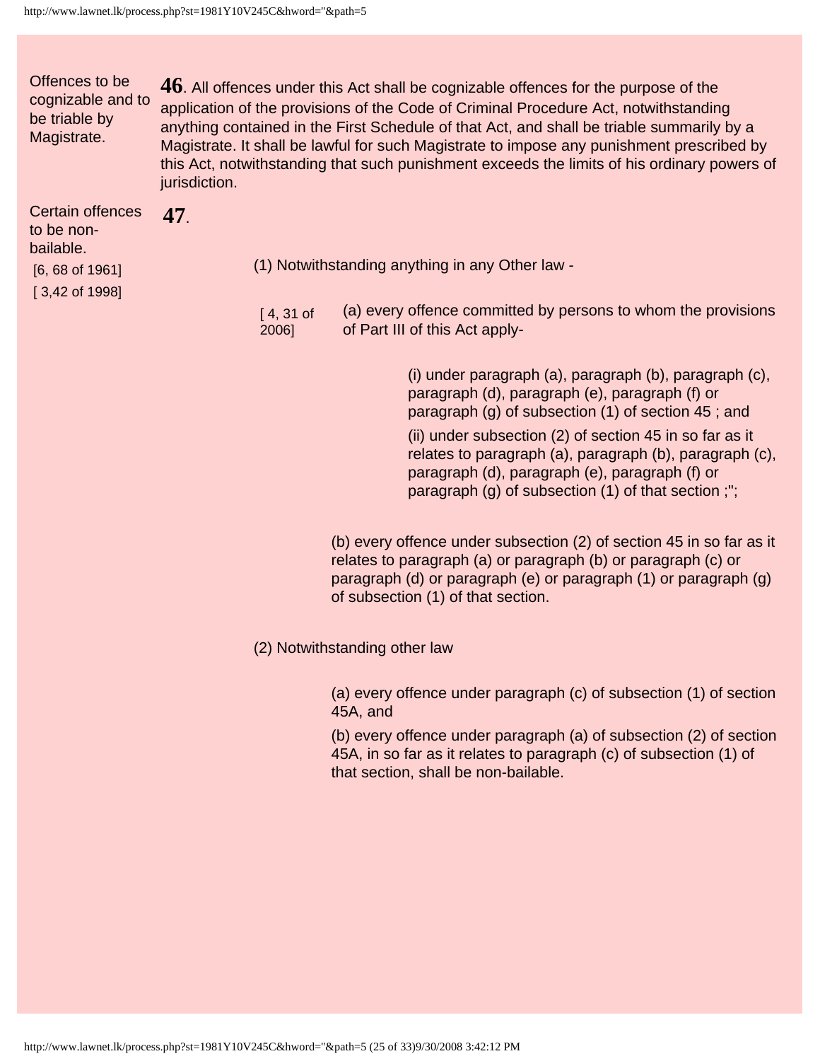Offences to be cognizable and to be triable by Magistrate.

**46**. All offences under this Act shall be cognizable offences for the purpose of the application of the provisions of the Code of Criminal Procedure Act, notwithstanding anything contained in the First Schedule of that Act, and shall be triable summarily by a Magistrate. It shall be lawful for such Magistrate to impose any punishment prescribed by this Act, notwithstanding that such punishment exceeds the limits of his ordinary powers of jurisdiction.

Certain offences to be non-bailable.

[6, 68 of 1961]

[ 3,42 of 1998]

**47**.

(1) Notwithstanding anything in any Other law -

[ 4, 31 of 2006]

(a) every offence committed by persons to whom the provisions of Part III of this Act apply-

(i) under paragraph (a), paragraph (b), paragraph (c), paragraph (d), paragraph (e), paragraph (f) or paragraph (g) of subsection (1) of section 45 ; and

(ii) under subsection (2) of section 45 in so far as it relates to paragraph (a), paragraph (b), paragraph (c), paragraph (d), paragraph (e), paragraph (f) or paragraph (g) of subsection (1) of that section ;";

(b) every offence under subsection (2) of section 45 in so far as it relates to paragraph (a) or paragraph (b) or paragraph (c) or paragraph (d) or paragraph (e) or paragraph (1) or paragraph (g) of subsection (1) of that section.

(2) Notwithstanding other law

(a) every offence under paragraph (c) of subsection (1) of section 45A, and

(b) every offence under paragraph (a) of subsection (2) of section 45A, in so far as it relates to paragraph (c) of subsection (1) of that section, shall be non-bailable.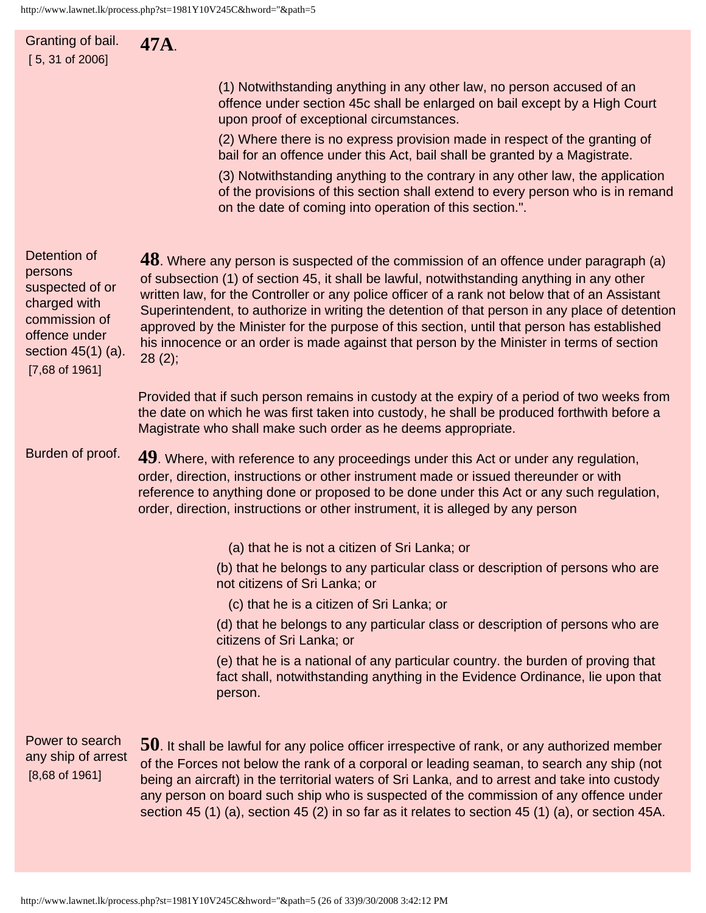**Granting of bail.** [ 5, 31 of 2006]

**47A**.

(1) Notwithstanding anything in any other law, no person accused of an offence under section 45c shall be enlarged on bail except by a High Court upon proof of exceptional circumstances.

(2) Where there is no express provision made in respect of the granting of bail for an offence under this Act, bail shall be granted by a Magistrate.

(3) Notwithstanding anything to the contrary in any other law, the application of the provisions of this section shall extend to every person who is in remand on the date of coming into operation of this section.".

**Detention of persons suspected of or charged with commission of offence under section 45(1) (a).** [7,68 of 1961]

**48**. Where any person is suspected of the commission of an offence under paragraph (a) of subsection (1) of section 45, it shall be lawful, notwithstanding anything in any other written law, for the Controller or any police officer of a rank not below that of an Assistant Superintendent, to authorize in writing the detention of that person in any place of detention approved by the Minister for the purpose of this section, until that person has established his innocence or an order is made against that person by the Minister in terms of section 28 (2);

Provided that if such person remains in custody at the expiry of a period of two weeks from the date on which he was first taken into custody, he shall be produced forthwith before a Magistrate who shall make such order as he deems appropriate.

**Burden of proof.**

**49**. Where, with reference to any proceedings under this Act or under any regulation, order, direction, instructions or other instrument made or issued thereunder or with reference to anything done or proposed to be done under this Act or any such regulation, order, direction, instructions or other instrument, it is alleged by any person

(a) that he is not a citizen of Sri Lanka; or

(b) that he belongs to any particular class or description of persons who are not citizens of Sri Lanka; or

(c) that he is a citizen of Sri Lanka; or

(d) that he belongs to any particular class or description of persons who are citizens of Sri Lanka; or

(e) that he is a national of any particular country. the burden of proving that fact shall, notwithstanding anything in the Evidence Ordinance, lie upon that person.

**Power to search any ship of arrest** [8,68 of 1961]

**50**. It shall be lawful for any police officer irrespective of rank, or any authorized member of the Forces not below the rank of a corporal or leading seaman, to search any ship (not being an aircraft) in the territorial waters of Sri Lanka, and to arrest and take into custody any person on board such ship who is suspected of the commission of any offence under section 45 (1) (a), section 45 (2) in so far as it relates to section 45 (1) (a), or section 45A.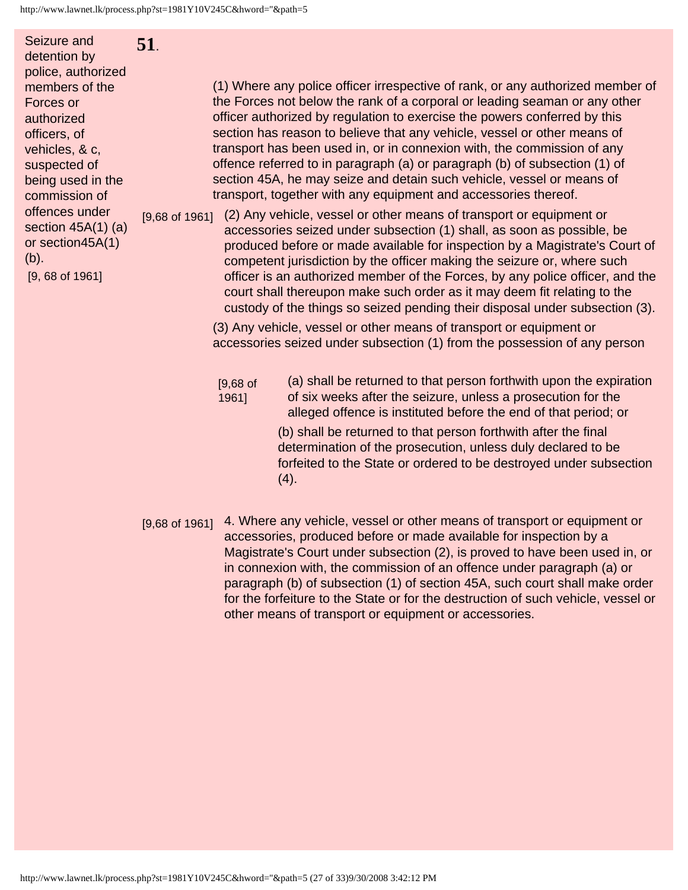Seizure and detention by police, authorized members of the Forces or authorized officers, of vehicles, & c, suspected of being used in the commission of offences under section 45A(1) (a) or section45A(1) (b).
[9, 68 of 1961]

**51**.

(1) Where any police officer irrespective of rank, or any authorized member of the Forces not below the rank of a corporal or leading seaman or any other officer authorized by regulation to exercise the powers conferred by this section has reason to believe that any vehicle, vessel or other means of transport has been used in, or in connexion with, the commission of any offence referred to in paragraph (a) or paragraph (b) of subsection (1) of section 45A, he may seize and detain such vehicle, vessel or means of transport, together with any equipment and accessories thereof.

[9,68 of 1961] (2) Any vehicle, vessel or other means of transport or equipment or accessories seized under subsection (1) shall, as soon as possible, be produced before or made available for inspection by a Magistrate's Court of competent jurisdiction by the officer making the seizure or, where such officer is an authorized member of the Forces, by any police officer, and the court shall thereupon make such order as it may deem fit relating to the custody of the things so seized pending their disposal under subsection (3).

(3) Any vehicle, vessel or other means of transport or equipment or accessories seized under subsection (1) from the possession of any person

[9,68 of 1961] (a) shall be returned to that person forthwith upon the expiration of six weeks after the seizure, unless a prosecution for the alleged offence is instituted before the end of that period; or

(b) shall be returned to that person forthwith after the final determination of the prosecution, unless duly declared to be forfeited to the State or ordered to be destroyed under subsection (4).

[9,68 of 1961] 4. Where any vehicle, vessel or other means of transport or equipment or accessories, produced before or made available for inspection by a Magistrate's Court under subsection (2), is proved to have been used in, or in connexion with, the commission of an offence under paragraph (a) or paragraph (b) of subsection (1) of section 45A, such court shall make order for the forfeiture to the State or for the destruction of such vehicle, vessel or other means of transport or equipment or accessories.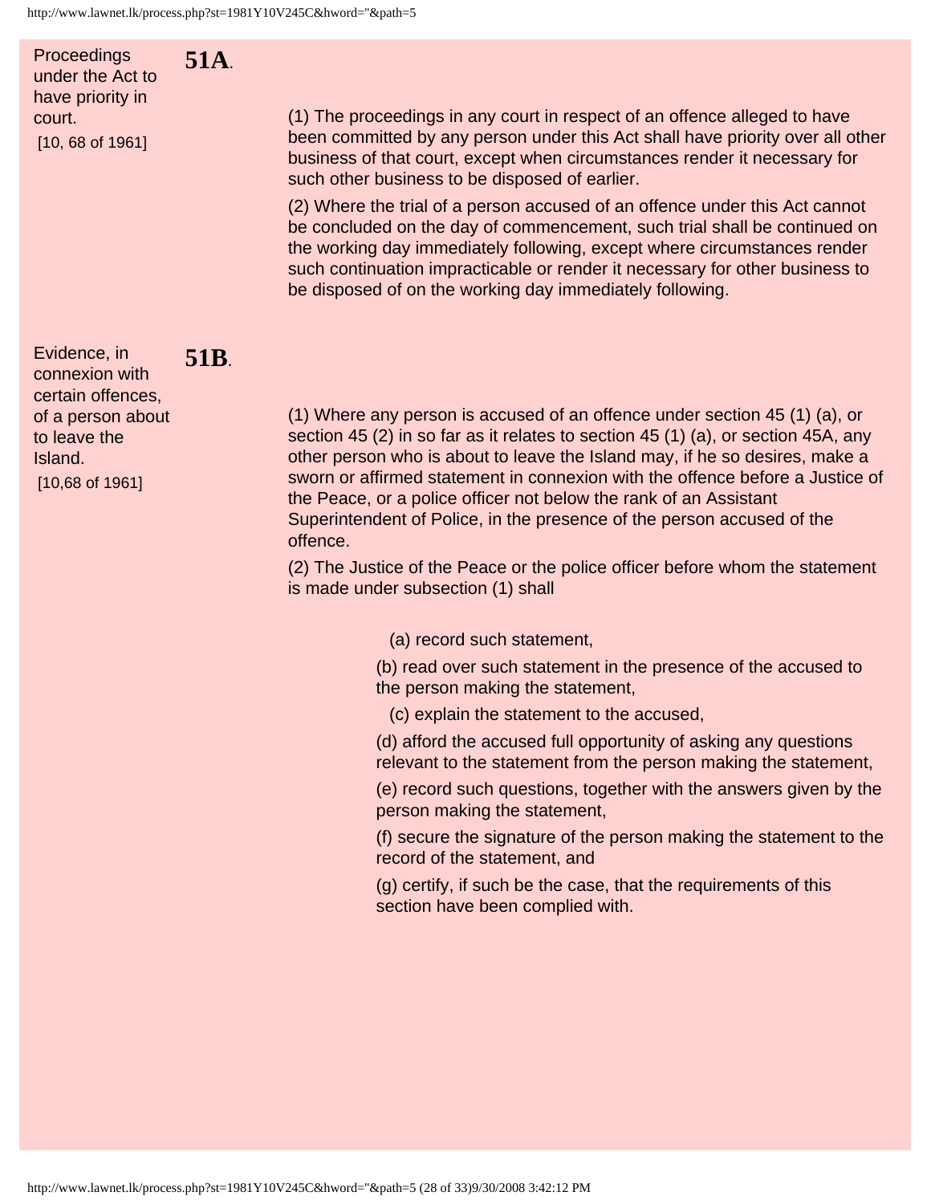**51A.** Proceedings under the Act to have priority in court.
[10, 68 of 1961]

(1) The proceedings in any court in respect of an offence alleged to have been committed by any person under this Act shall have priority over all other business of that court, except when circumstances render it necessary for such other business to be disposed of earlier.

(2) Where the trial of a person accused of an offence under this Act cannot be concluded on the day of commencement, such trial shall be continued on the working day immediately following, except where circumstances render such continuation impracticable or render it necessary for other business to be disposed of on the working day immediately following.

**51B.** Evidence, in connexion with certain offences, of a person about to leave the Island.
[10,68 of 1961]

(1) Where any person is accused of an offence under section 45 (1) (a), or section 45 (2) in so far as it relates to section 45 (1) (a), or section 45A, any other person who is about to leave the Island may, if he so desires, make a sworn or affirmed statement in connexion with the offence before a Justice of the Peace, or a police officer not below the rank of an Assistant Superintendent of Police, in the presence of the person accused of the offence.

(2) The Justice of the Peace or the police officer before whom the statement is made under subsection (1) shall

(a) record such statement,

(b) read over such statement in the presence of the accused to the person making the statement,

(c) explain the statement to the accused,

(d) afford the accused full opportunity of asking any questions relevant to the statement from the person making the statement,

(e) record such questions, together with the answers given by the person making the statement,

(f) secure the signature of the person making the statement to the record of the statement, and

(g) certify, if such be the case, that the requirements of this section have been complied with.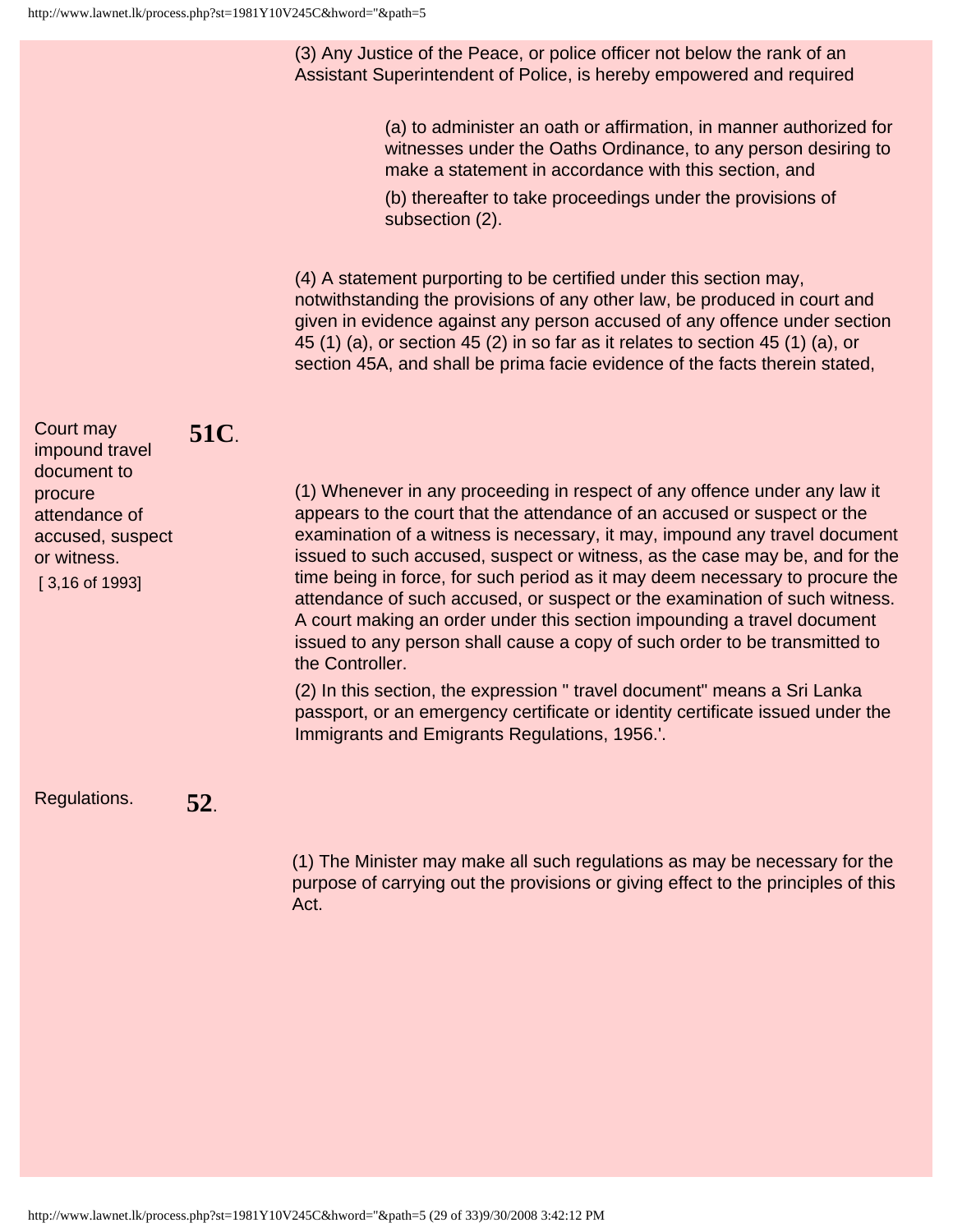(3) Any Justice of the Peace, or police officer not below the rank of an Assistant Superintendent of Police, is hereby empowered and required

(a) to administer an oath or affirmation, in manner authorized for witnesses under the Oaths Ordinance, to any person desiring to make a statement in accordance with this section, and

(b) thereafter to take proceedings under the provisions of subsection (2).

(4) A statement purporting to be certified under this section may, notwithstanding the provisions of any other law, be produced in court and given in evidence against any person accused of any offence under section 45 (1) (a), or section 45 (2) in so far as it relates to section 45 (1) (a), or section 45A, and shall be prima facie evidence of the facts therein stated,

Court may impound travel document to procure attendance of accused, suspect or witness.
[ 3,16 of 1993]

**51C**.

(1) Whenever in any proceeding in respect of any offence under any law it appears to the court that the attendance of an accused or suspect or the examination of a witness is necessary, it may, impound any travel document issued to such accused, suspect or witness, as the case may be, and for the time being in force, for such period as it may deem necessary to procure the attendance of such accused, or suspect or the examination of such witness. A court making an order under this section impounding a travel document issued to any person shall cause a copy of such order to be transmitted to the Controller.

(2) In this section, the expression " travel document" means a Sri Lanka passport, or an emergency certificate or identity certificate issued under the Immigrants and Emigrants Regulations, 1956.'.

Regulations.

**52**.

(1) The Minister may make all such regulations as may be necessary for the purpose of carrying out the provisions or giving effect to the principles of this Act.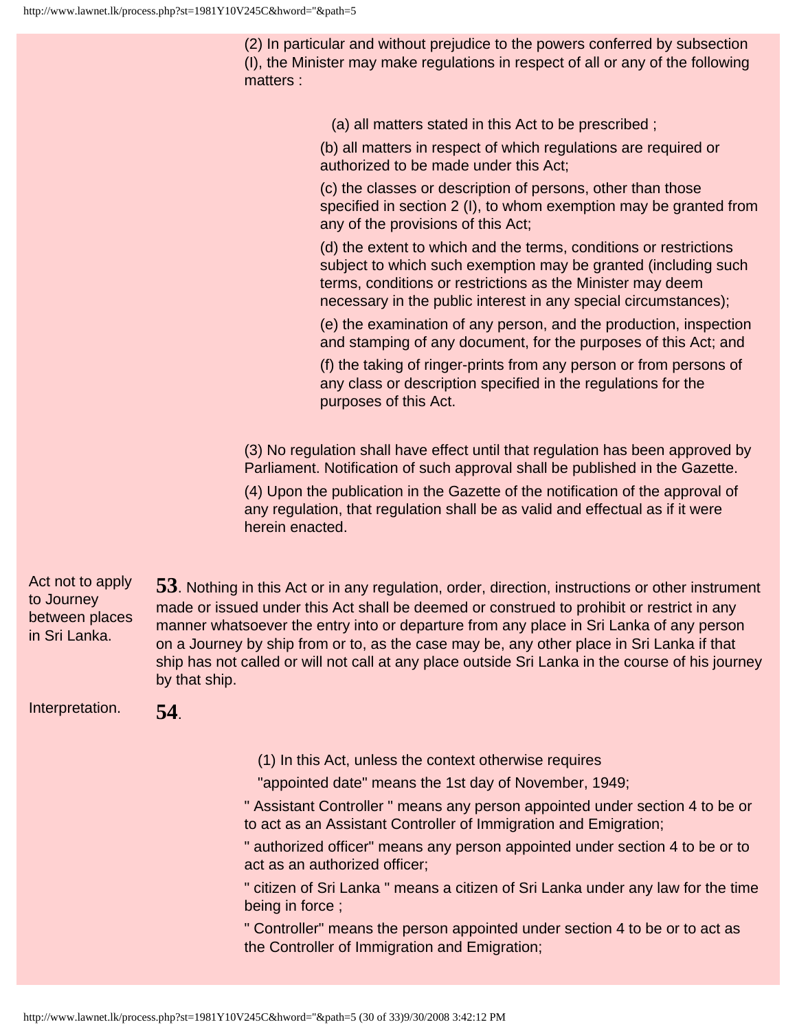(2) In particular and without prejudice to the powers conferred by subsection (I), the Minister may make regulations in respect of all or any of the following matters :

(a) all matters stated in this Act to be prescribed ;

(b) all matters in respect of which regulations are required or authorized to be made under this Act;

(c) the classes or description of persons, other than those specified in section 2 (I), to whom exemption may be granted from any of the provisions of this Act;

(d) the extent to which and the terms, conditions or restrictions subject to which such exemption may be granted (including such terms, conditions or restrictions as the Minister may deem necessary in the public interest in any special circumstances);

(e) the examination of any person, and the production, inspection and stamping of any document, for the purposes of this Act; and

(f) the taking of ringer-prints from any person or from persons of any class or description specified in the regulations for the purposes of this Act.

(3) No regulation shall have effect until that regulation has been approved by Parliament. Notification of such approval shall be published in the Gazette.

(4) Upon the publication in the Gazette of the notification of the approval of any regulation, that regulation shall be as valid and effectual as if it were herein enacted.

Act not to apply to Journey between places in Sri Lanka.

**53**. Nothing in this Act or in any regulation, order, direction, instructions or other instrument made or issued under this Act shall be deemed or construed to prohibit or restrict in any manner whatsoever the entry into or departure from any place in Sri Lanka of any person on a Journey by ship from or to, as the case may be, any other place in Sri Lanka if that ship has not called or will not call at any place outside Sri Lanka in the course of his journey by that ship.

Interpretation.

**54**.

(1) In this Act, unless the context otherwise requires

"appointed date" means the 1st day of November, 1949;

" Assistant Controller " means any person appointed under section 4 to be or to act as an Assistant Controller of Immigration and Emigration;

" authorized officer" means any person appointed under section 4 to be or to act as an authorized officer;

" citizen of Sri Lanka " means a citizen of Sri Lanka under any law for the time being in force ;

" Controller" means the person appointed under section 4 to be or to act as the Controller of Immigration and Emigration;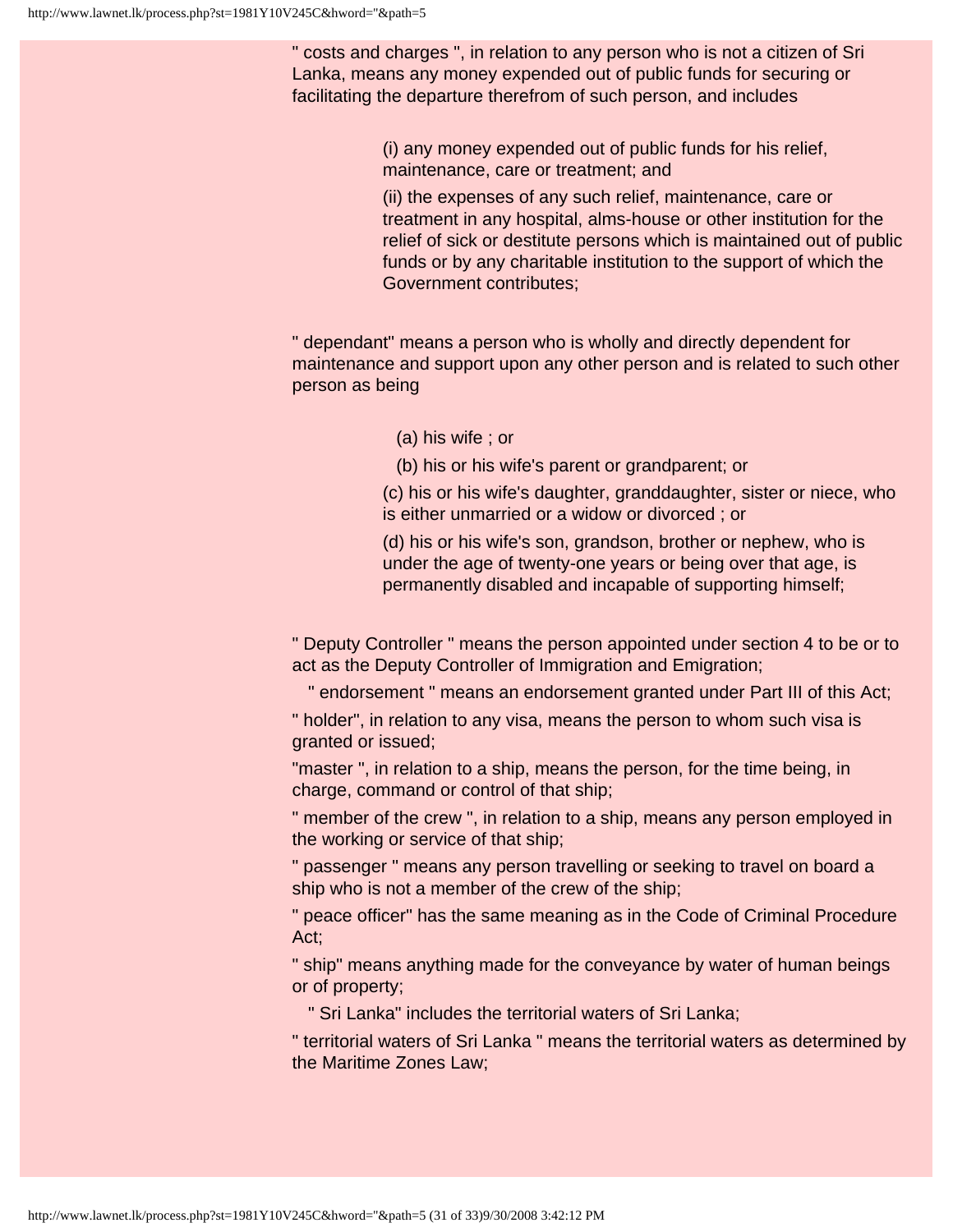" costs and charges ", in relation to any person who is not a citizen of Sri Lanka, means any money expended out of public funds for securing or facilitating the departure therefrom of such person, and includes

(i) any money expended out of public funds for his relief, maintenance, care or treatment; and

(ii) the expenses of any such relief, maintenance, care or treatment in any hospital, alms-house or other institution for the relief of sick or destitute persons which is maintained out of public funds or by any charitable institution to the support of which the Government contributes;

" dependant" means a person who is wholly and directly dependent for maintenance and support upon any other person and is related to such other person as being

(a) his wife ; or

(b) his or his wife's parent or grandparent; or

(c) his or his wife's daughter, granddaughter, sister or niece, who is either unmarried or a widow or divorced ; or

(d) his or his wife's son, grandson, brother or nephew, who is under the age of twenty-one years or being over that age, is permanently disabled and incapable of supporting himself;

" Deputy Controller " means the person appointed under section 4 to be or to act as the Deputy Controller of Immigration and Emigration;

" endorsement " means an endorsement granted under Part III of this Act;

" holder", in relation to any visa, means the person to whom such visa is granted or issued;

"master ", in relation to a ship, means the person, for the time being, in charge, command or control of that ship;

" member of the crew ", in relation to a ship, means any person employed in the working or service of that ship;

" passenger " means any person travelling or seeking to travel on board a ship who is not a member of the crew of the ship;

" peace officer" has the same meaning as in the Code of Criminal Procedure Act;

" ship" means anything made for the conveyance by water of human beings or of property;

" Sri Lanka" includes the territorial waters of Sri Lanka;

" territorial waters of Sri Lanka " means the territorial waters as determined by the Maritime Zones Law;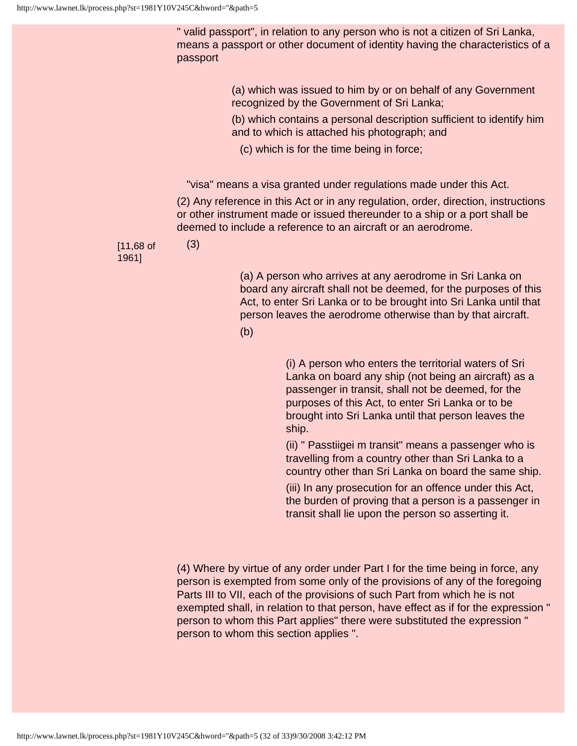" valid passport", in relation to any person who is not a citizen of Sri Lanka, means a passport or other document of identity having the characteristics of a passport

(a) which was issued to him by or on behalf of any Government recognized by the Government of Sri Lanka;

(b) which contains a personal description sufficient to identify him and to which is attached his photograph; and

(c) which is for the time being in force;

"visa" means a visa granted under regulations made under this Act.

(2) Any reference in this Act or in any regulation, order, direction, instructions or other instrument made or issued thereunder to a ship or a port shall be deemed to include a reference to an aircraft or an aerodrome.

[11,68 of 1961]

(3)

(a) A person who arrives at any aerodrome in Sri Lanka on board any aircraft shall not be deemed, for the purposes of this Act, to enter Sri Lanka or to be brought into Sri Lanka until that person leaves the aerodrome otherwise than by that aircraft.

(b)

(i) A person who enters the territorial waters of Sri Lanka on board any ship (not being an aircraft) as a passenger in transit, shall not be deemed, for the purposes of this Act, to enter Sri Lanka or to be brought into Sri Lanka until that person leaves the ship.

(ii) " Passtiigei m transit" means a passenger who is travelling from a country other than Sri Lanka to a country other than Sri Lanka on board the same ship.

(iii) In any prosecution for an offence under this Act, the burden of proving that a person is a passenger in transit shall lie upon the person so asserting it.

(4) Where by virtue of any order under Part I for the time being in force, any person is exempted from some only of the provisions of any of the foregoing Parts III to VII, each of the provisions of such Part from which he is not exempted shall, in relation to that person, have effect as if for the expression " person to whom this Part applies" there were substituted the expression " person to whom this section applies ".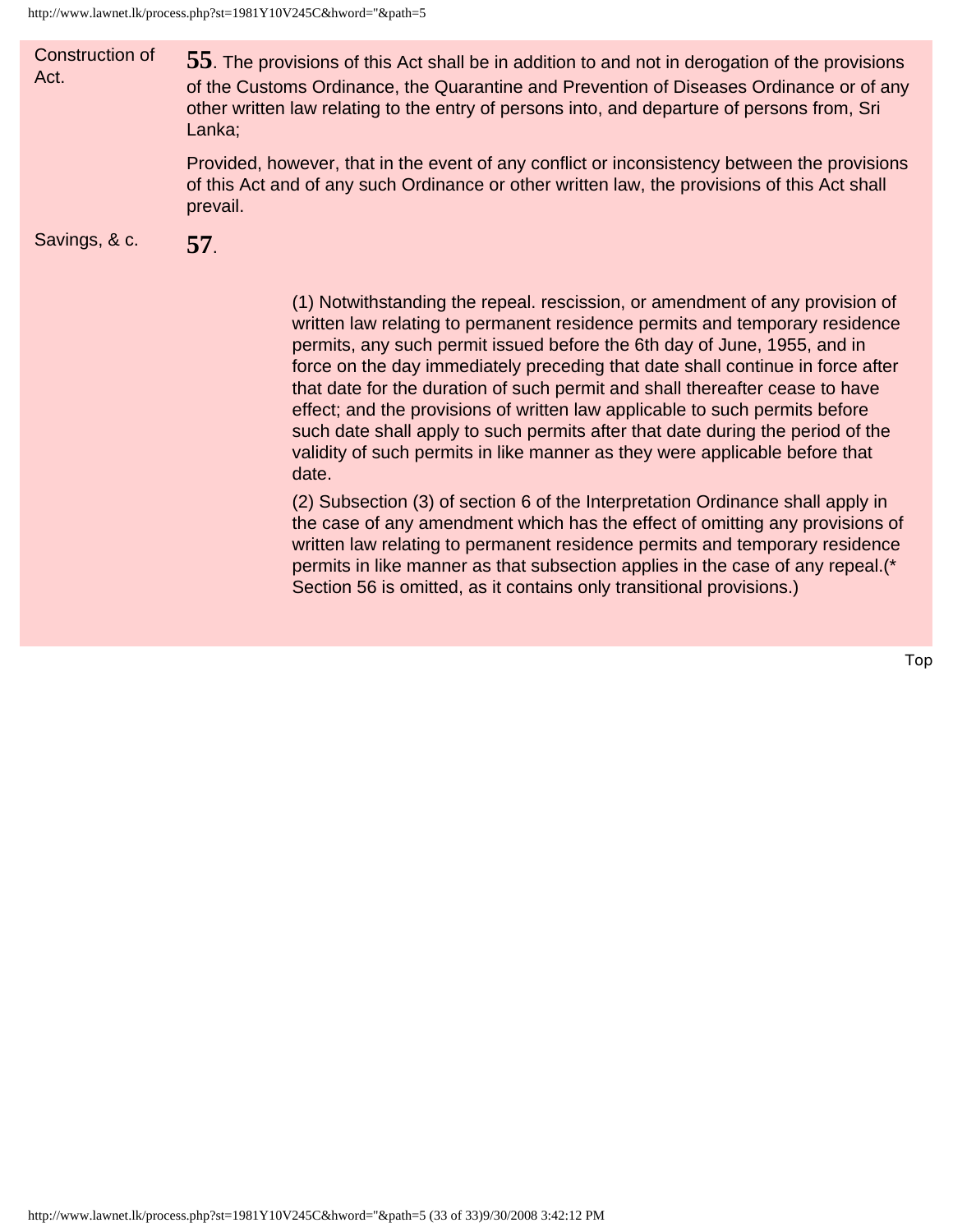**Construction of Act.**

**55**. The provisions of this Act shall be in addition to and not in derogation of the provisions of the Customs Ordinance, the Quarantine and Prevention of Diseases Ordinance or of any other written law relating to the entry of persons into, and departure of persons from, Sri Lanka;

Provided, however, that in the event of any conflict or inconsistency between the provisions of this Act and of any such Ordinance or other written law, the provisions of this Act shall prevail.

**Savings, & c.**

**57**.

(1) Notwithstanding the repeal. rescission, or amendment of any provision of written law relating to permanent residence permits and temporary residence permits, any such permit issued before the 6th day of June, 1955, and in force on the day immediately preceding that date shall continue in force after that date for the duration of such permit and shall thereafter cease to have effect; and the provisions of written law applicable to such permits before such date shall apply to such permits after that date during the period of the validity of such permits in like manner as they were applicable before that date.

(2) Subsection (3) of section 6 of the Interpretation Ordinance shall apply in the case of any amendment which has the effect of omitting any provisions of written law relating to permanent residence permits and temporary residence permits in like manner as that subsection applies in the case of any repeal.(* Section 56 is omitted, as it contains only transitional provisions.)